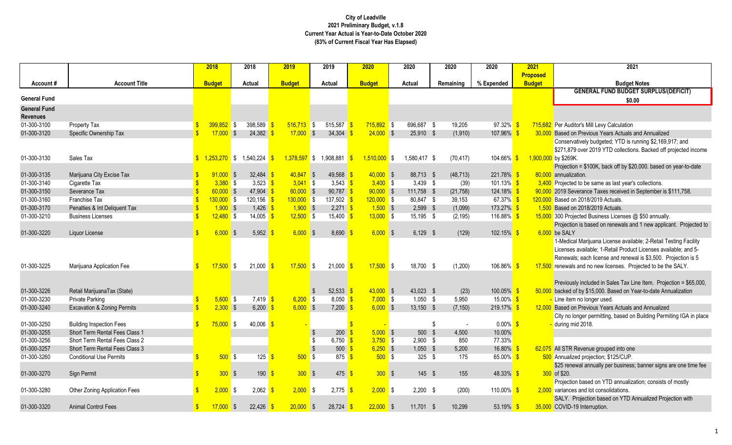# City of Leadville
## 2021 Preliminary Budget, v.1.8
### Current Year Actual is Year-to-Date October 2020
### (83% of Current Fiscal Year Has Elapsed)

| Account # | Account Title | 2018 Budget | 2018 Actual | 2019 Budget | 2019 Actual | 2020 Budget | 2020 Actual | 2020 Remaining | 2020 % Expended | 2021 Proposed Budget | 2021 Budget Notes |
|---|---|---|---|---|---|---|---|---|---|---|---|
| **General Fund** | | | | | | | | | | | **GENERAL FUND BUDGET SURPLUS/(DEFICIT) $0.00** |
| **General Fund Revenues** | | | | | | | | | | | |
| 01-300-3100 | Property Tax | $ 399,852 | $ 398,589 | $ 516,713 | $ 515,587 | $ 715,892 | $ 696,687 | $ 19,205 | 97.32% | $ 715,682 | Per Auditor's Mill Levy Calculation |
| 01-300-3120 | Specific Ownership Tax | $ 17,000 | $ 24,382 | $ 17,000 | $ 34,304 | $ 24,000 | $ 25,910 | $ (1,910) | 107.96% | $ 30,000 | Based on Previous Years Actuals and Annualized |
| 01-300-3130 | Sales Tax | $ 1,253,270 | $ 1,540,224 | $ 1,378,597 | $ 1,908,881 | $ 1,510,000 | $ 1,580,417 | $ (70,417) | 104.66% | $ 1,900,000 | Conservatively budgeted; YTD is running $2,169,917; and $271,879 over 2019 YTD collections. Backed off projected income by $269K. |
| 01-300-3135 | Marijuana City Excise Tax | $ 91,000 | $ 32,484 | $ 40,847 | $ 49,568 | $ 40,000 | $ 88,713 | $ (48,713) | 221.78% | $ 80,000 | Projection = $100K, back off by $20,000. based on year-to-date annualization. |
| 01-300-3140 | Cigarette Tax | $ 3,380 | $ 3,523 | $ 3,041 | $ 3,543 | $ 3,400 | $ 3,439 | $ (39) | 101.13% | $ 3,400 | Projected to be same as last year's collections. |
| 01-300-3150 | Severance Tax | $ 60,000 | $ 47,904 | $ 60,000 | $ 90,787 | $ 90,000 | $ 111,758 | $ (21,758) | 124.18% | $ 90,000 | 2019 Severance Taxes received in September is $111,758. |
| 01-300-3160 | Franchise Tax | $ 130,000 | $ 120,156 | $ 130,000 | $ 137,502 | $ 120,000 | $ 80,847 | $ 39,153 | 67.37% | $ 120,000 | Based on 2018/2019 Actuals. |
| 01-300-3170 | Penalties & Int Deliquent Tax | $ 1,900 | $ 1,426 | $ 1,900 | $ 2,271 | $ 1,500 | $ 2,599 | $ (1,099) | 173.27% | $ 1,500 | Based on 2018/2019 Actuals. |
| 01-300-3210 | Business Licenses | $ 12,480 | $ 14,005 | $ 12,500 | $ 15,400 | $ 13,000 | $ 15,195 | $ (2,195) | 116.88% | $ 15,000 | 300 Projected Business Licenses @ $50 annually. |
| 01-300-3220 | Liquor License | $ 6,000 | $ 5,952 | $ 6,000 | $ 8,690 | $ 6,000 | $ 6,129 | $ (129) | 102.15% | $ 6,000 | Projection is based on renewals and 1 new applicant. Projected to be SALY |
| 01-300-3225 | Marijuana Application Fee | $ 17,500 | $ 21,000 | $ 17,500 | $ 21,000 | $ 17,500 | $ 18,700 | $ (1,200) | 106.86% | $ 17,500 | 1-Medical Marijuana License available; 2-Retail Testing Facility Licenses available; 1-Retail Product Licenses available; and 5-Renewals; each license and renewal is $3,500. Projection is 5 renewals and no new licenses. Projected to be the SALY. |
| 01-300-3226 | Retail MarijuanaTax (State) | | | | $ 52,533 | $ 43,000 | $ 43,023 | $ (23) | 100.05% | $ 50,000 | Previously included in Sales Tax Line Item. Projection = $65,000, backed of by $15,000. Based on Year-to-date Annualization |
| 01-300-3230 | Private Parking | $ 5,600 | $ 7,419 | $ 6,200 | $ 8,050 | $ 7,000 | $ 1,050 | $ 5,950 | 15.00% | $ - | Line item no longer used. |
| 01-300-3240 | Excavation & Zoning Permits | $ 2,300 | $ 6,200 | $ 6,000 | $ 7,200 | $ 6,000 | $ 13,150 | $ (7,150) | 219.17% | $ 12,000 | Based on Previous Years Actuals and Annualized |
| 01-300-3250 | Building Inspection Fees | $ 75,000 | $ 40,006 | $ - | | $ - | | $ - | 0.00% | $ - | City no longer permitting, based on Building Permiting IGA in place during mid 2018. |
| 01-300-3255 | Short Term Rental Fees Class 1 | | | | $ 200 | $ 5,000 | $ 500 | $ 4,500 | 10.00% | | |
| 01-300-3256 | Short Term Rental Fees Class 2 | | | | $ 6,750 | $ 3,750 | $ 2,900 | $ 850 | 77.33% | | |
| 01-300-3257 | Short Term Rental Fees Class 3 | | | | $ 500 | $ 6,250 | $ 1,050 | $ 5,200 | 16.80% | $ 62,075 | All STR Revenue grouped into one |
| 01-300-3260 | Conditional Use Permits | $ 500 | $ 125 | $ 500 | $ 875 | $ 500 | $ 325 | $ 175 | 65.00% | $ 500 | Annualized projection; $125/CUP. |
| 01-300-3270 | Sign Permit | $ 300 | $ 190 | $ 300 | $ 475 | $ 300 | $ 145 | $ 155 | 48.33% | $ 300 | $25 renewal annually per business; banner signs are one time fee of $20. |
| 01-300-3280 | Other Zoning Application Fees | $ 2,000 | $ 2,062 | $ 2,000 | $ 2,775 | $ 2,000 | $ 2,200 | $ (200) | 110.00% | $ 2,000 | Projection based on YTD annualization; consists of mostly variances and lot consolidations. |
| 01-300-3320 | Animal Control Fees | $ 17,000 | $ 22,426 | $ 20,000 | $ 28,724 | $ 22,000 | $ 11,701 | $ 10,299 | 53.19% | $ 35,000 | SALY. Projection based on YTD Annualized Projection with COVID-19 Interruption. |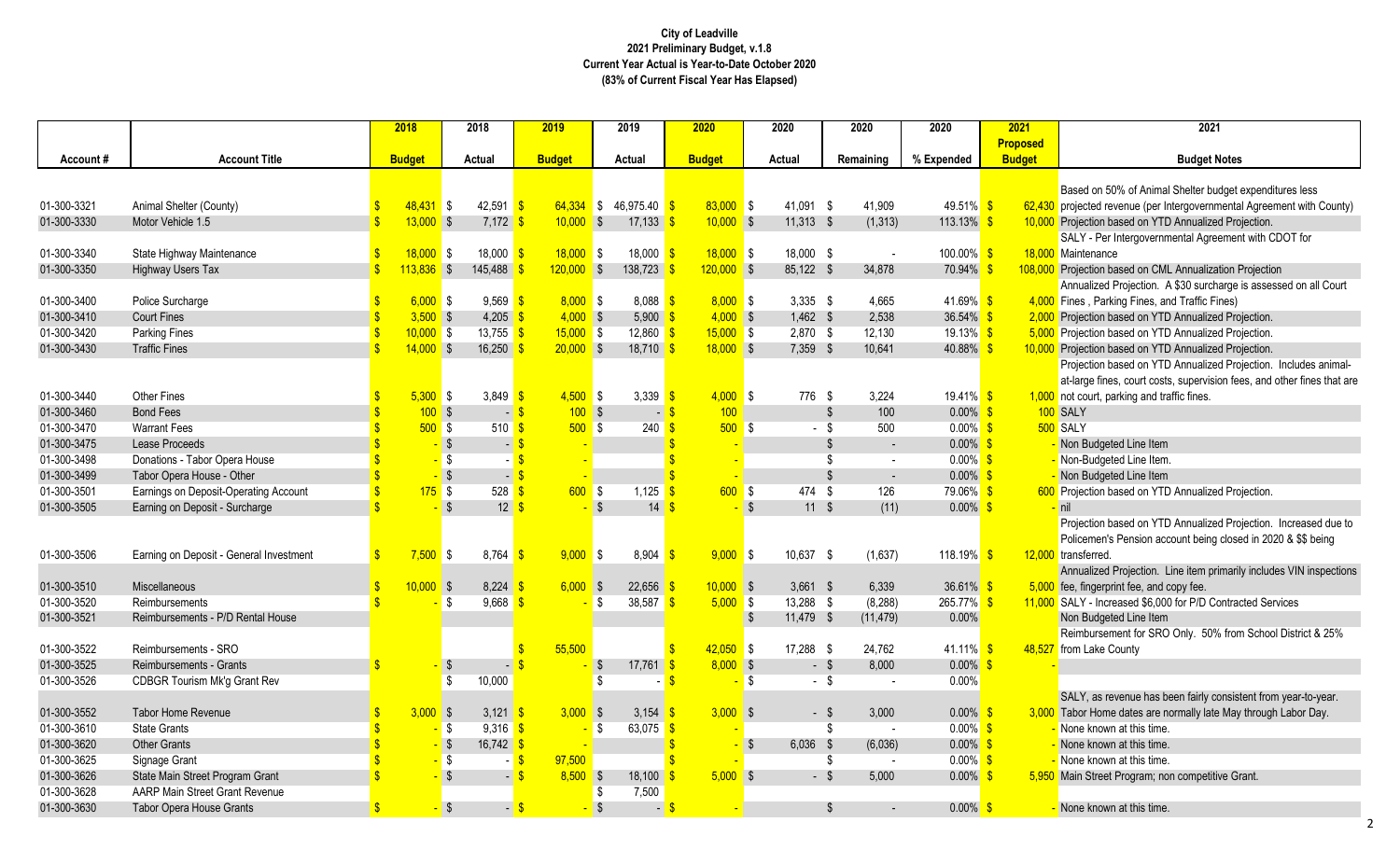**City of Leadville**
**2021 Preliminary Budget, v.1.8**
**Current Year Actual is Year-to-Date October 2020**
**(83% of Current Fiscal Year Has Elapsed)**

| Account # | Account Title | 2018 Budget | 2018 Actual | 2019 Budget | 2019 Actual | 2020 Budget | 2020 Actual | 2020 Remaining | 2020 % Expended | 2021 Proposed Budget | 2021 Budget Notes |
|---|---|---|---|---|---|---|---|---|---|---|---|
| 01-300-3321 | Animal Shelter (County) | $ 48,431 | $ 42,591 | $ 64,334 | $ 46,975.40 | $ 83,000 | $ 41,091 | $ 41,909 | 49.51% | $ 62,430 | Based on 50% of Animal Shelter budget expenditures less projected revenue (per Intergovernmental Agreement with County) |
| 01-300-3330 | Motor Vehicle 1.5 | $ 13,000 | $ 7,172 | $ 10,000 | $ 17,133 | $ 10,000 | $ 11,313 | $ (1,313) | 113.13% | $ 10,000 | Projection based on YTD Annualized Projection. |
| 01-300-3340 | State Highway Maintenance | $ 18,000 | $ 18,000 | $ 18,000 | $ 18,000 | $ 18,000 | $ 18,000 | $ - | 100.00% | $ 18,000 | SALY - Per Intergovernmental Agreement with CDOT for Maintenance |
| 01-300-3350 | Highway Users Tax | $ 113,836 | $ 145,488 | $ 120,000 | $ 138,723 | $ 120,000 | $ 85,122 | $ 34,878 | 70.94% | $ 108,000 | Projection based on CML Annualization Projection |
| 01-300-3400 | Police Surcharge | $ 6,000 | $ 9,569 | $ 8,000 | $ 8,088 | $ 8,000 | $ 3,335 | $ 4,665 | 41.69% | $ 4,000 | Annualized Projection. A $30 surcharge is assessed on all Court Fines , Parking Fines, and Traffic Fines) |
| 01-300-3410 | Court Fines | $ 3,500 | $ 4,205 | $ 4,000 | $ 5,900 | $ 4,000 | $ 1,462 | $ 2,538 | 36.54% | $ 2,000 | Projection based on YTD Annualized Projection. |
| 01-300-3420 | Parking Fines | $ 10,000 | $ 13,755 | $ 15,000 | $ 12,860 | $ 15,000 | $ 2,870 | $ 12,130 | 19.13% | $ 5,000 | Projection based on YTD Annualized Projection. |
| 01-300-3430 | Traffic Fines | $ 14,000 | $ 16,250 | $ 20,000 | $ 18,710 | $ 18,000 | $ 7,359 | $ 10,641 | 40.88% | $ 10,000 | Projection based on YTD Annualized Projection. |
| 01-300-3440 | Other Fines | $ 5,300 | $ 3,849 | $ 4,500 | $ 3,339 | $ 4,000 | $ 776 | $ 3,224 | 19.41% | $ 1,000 | Projection based on YTD Annualized Projection. Includes animal-at-large fines, court costs, supervision fees, and other fines that are not court, parking and traffic fines. |
| 01-300-3460 | Bond Fees | $ 100 | $ - | $ 100 | $ - | $ 100 | | $ 100 | 0.00% | $ 100 | SALY |
| 01-300-3470 | Warrant Fees | $ 500 | $ 510 | $ 500 | $ 240 | $ 500 | $ - | $ 500 | 0.00% | $ 500 | SALY |
| 01-300-3475 | Lease Proceeds | $ - | $ - | $ - | | $ - | | $ - | 0.00% | $ - | Non Budgeted Line Item |
| 01-300-3498 | Donations - Tabor Opera House | $ - | $ - | $ - | | $ - | | $ - | 0.00% | $ - | Non-Budgeted Line Item. |
| 01-300-3499 | Tabor Opera House - Other | $ - | $ - | $ - | | $ - | | $ - | 0.00% | $ - | Non Budgeted Line Item |
| 01-300-3501 | Earnings on Deposit-Operating Account | $ 175 | $ 528 | $ 600 | $ 1,125 | $ 600 | $ 474 | $ 126 | 79.06% | $ 600 | Projection based on YTD Annualized Projection. |
| 01-300-3505 | Earning on Deposit - Surcharge | $ - | $ 12 | $ - | $ 14 | $ - | $ 11 | $ (11) | 0.00% | $ - | nil |
| 01-300-3506 | Earning on Deposit - General Investment | $ 7,500 | $ 8,764 | $ 9,000 | $ 8,904 | $ 9,000 | $ 10,637 | $ (1,637) | 118.19% | $ 12,000 | Projection based on YTD Annualized Projection. Increased due to Policemen's Pension account being closed in 2020 & $$ being transferred. |
| 01-300-3510 | Miscellaneous | $ 10,000 | $ 8,224 | $ 6,000 | $ 22,656 | $ 10,000 | $ 3,661 | $ 6,339 | 36.61% | $ 5,000 | Annualized Projection. Line item primarily includes VIN inspections fee, fingerprint fee, and copy fee. |
| 01-300-3520 | Reimbursements | $ - | $ 9,668 | $ - | $ 38,587 | $ 5,000 | $ 13,288 | $ (8,288) | 265.77% | $ 11,000 | SALY - Increased $6,000 for P/D Contracted Services |
| 01-300-3521 | Reimbursements - P/D Rental House | | | | | | $ 11,479 | $ (11,479) | 0.00% | | Non Budgeted Line Item |
| 01-300-3522 | Reimbursements - SRO | | | $ 55,500 | | $ 42,050 | $ 17,288 | $ 24,762 | 41.11% | $ 48,527 | Reimbursement for SRO Only. 50% from School District & 25% from Lake County |
| 01-300-3525 | Reimbursements - Grants | $ - | $ - | $ - | $ 17,761 | $ 8,000 | $ - | $ 8,000 | 0.00% | $ - | |
| 01-300-3526 | CDBGR Tourism Mk'g Grant Rev | | $ 10,000 | | $ - | $ - | $ - | $ - | 0.00% | | |
| 01-300-3552 | Tabor Home Revenue | $ 3,000 | $ 3,121 | $ 3,000 | $ 3,154 | $ 3,000 | $ - | $ 3,000 | 0.00% | $ 3,000 | SALY, as revenue has been fairly consistent from year-to-year. Tabor Home dates are normally late May through Labor Day. |
| 01-300-3610 | State Grants | $ - | $ 9,316 | $ - | $ 63,075 | $ - | | $ - | 0.00% | $ - | None known at this time. |
| 01-300-3620 | Other Grants | $ - | $ 16,742 | $ - | | $ - | $ 6,036 | $ (6,036) | 0.00% | $ - | None known at this time. |
| 01-300-3625 | Signage Grant | $ - | $ - | $ 97,500 | | $ - | | $ - | 0.00% | $ - | None known at this time. |
| 01-300-3626 | State Main Street Program Grant | $ - | $ - | $ 8,500 | $ 18,100 | $ 5,000 | $ - | $ 5,000 | 0.00% | $ 5,950 | Main Street Program; non competitive Grant. |
| 01-300-3628 | AARP Main Street Grant Revenue | | | | $ 7,500 | | | | | | |
| 01-300-3630 | Tabor Opera House Grants | $ - | $ - | $ - | $ - | $ - | | $ - | 0.00% | $ - | None known at this time. |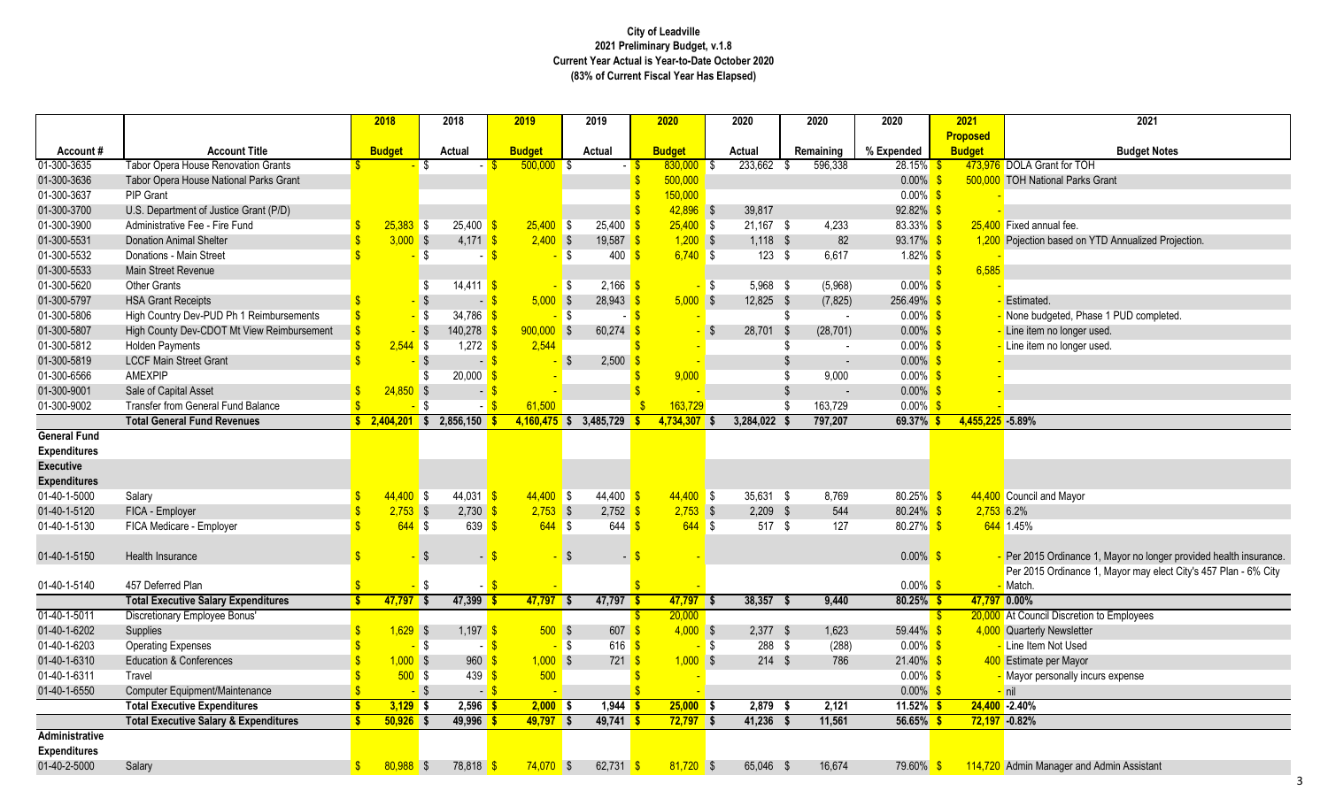**City of Leadville**
**2021 Preliminary Budget, v.1.8**
**Current Year Actual is Year-to-Date October 2020**
**(83% of Current Fiscal Year Has Elapsed)**

| Account # | Account Title | 2018 Budget | 2018 Actual | 2019 Budget | 2019 Actual | 2020 Budget | 2020 Actual | 2020 Remaining | 2020 % Expended | 2021 Proposed Budget | 2021 Budget Notes |
|---|---|---|---|---|---|---|---|---|---|---|---|
| 01-300-3635 | Tabor Opera House Renovation Grants | $ - | $ - | $ 500,000 | $ - | $ 830,000 | $ 233,662 | $ 596,338 | 28.15% | $ 473,976 | DOLA Grant for TOH |
| 01-300-3636 | Tabor Opera House National Parks Grant | | | | | $ 500,000 | | | 0.00% | $ 500,000 | TOH National Parks Grant |
| 01-300-3637 | PIP Grant | | | | | $ 150,000 | | | 0.00% | $ - | |
| 01-300-3700 | U.S. Department of Justice Grant (P/D) | | | | | $ 42,896 | $ 39,817 | | 92.82% | $ - | |
| 01-300-3900 | Administrative Fee - Fire Fund | $ 25,383 | $ 25,400 | $ 25,400 | $ 25,400 | $ 25,400 | $ 21,167 | $ 4,233 | 83.33% | $ 25,400 | Fixed annual fee. |
| 01-300-5531 | Donation Animal Shelter | $ 3,000 | $ 4,171 | $ 2,400 | $ 19,587 | $ 1,200 | $ 1,118 | $ 82 | 93.17% | $ 1,200 | Pojection based on YTD Annualized Projection. |
| 01-300-5532 | Donations - Main Street | $ - | $ - | $ - | $ 400 | $ 6,740 | $ 123 | $ 6,617 | 1.82% | $ - | |
| 01-300-5533 | Main Street Revenue | | | | | | | | | $ 6,585 | |
| 01-300-5620 | Other Grants | | $ 14,411 | $ - | $ 2,166 | $ - | $ 5,968 | $ (5,968) | 0.00% | $ - | |
| 01-300-5797 | HSA Grant Receipts | $ - | $ - | $ 5,000 | $ 28,943 | $ 5,000 | $ 12,825 | $ (7,825) | 256.49% | $ - | Estimated. |
| 01-300-5806 | High Country Dev-PUD Ph 1 Reimbursements | $ - | $ 34,786 | $ - | $ - | $ - | | $ - | 0.00% | $ - | None budgeted, Phase 1 PUD completed. |
| 01-300-5807 | High County Dev-CDOT Mt View Reimbursement | $ - | $ 140,278 | $ 900,000 | $ 60,274 | $ - | $ 28,701 | $ (28,701) | 0.00% | $ - | Line item no longer used. |
| 01-300-5812 | Holden Payments | $ 2,544 | $ 1,272 | $ 2,544 | | $ - | | $ - | 0.00% | $ - | Line item no longer used. |
| 01-300-5819 | LCCF Main Street Grant | $ - | $ - | $ - | $ 2,500 | $ - | | $ - | 0.00% | $ - | |
| 01-300-6566 | AMEXPIP | | $ 20,000 | $ - | | $ 9,000 | | $ 9,000 | 0.00% | $ - | |
| 01-300-9001 | Sale of Capital Asset | $ 24,850 | $ - | $ - | | $ - | | $ - | 0.00% | $ - | |
| 01-300-9002 | Transfer from General Fund Balance | $ - | $ - | $ 61,500 | | $ 163,729 | | $ 163,729 | 0.00% | $ - | |
| | **Total General Fund Revenues** | **$ 2,404,201** | **$ 2,856,150** | **$ 4,160,475** | **$ 3,485,729** | **$ 4,734,307** | **$ 3,284,022** | **$ 797,207** | **69.37%** | **$ 4,455,225** | **-5.89%** |
| **General Fund Expenditures** | | | | | | | | | | | |
| **Executive Expenditures** | | | | | | | | | | | |
| 01-40-1-5000 | Salary | $ 44,400 | $ 44,031 | $ 44,400 | $ 44,400 | $ 44,400 | $ 35,631 | $ 8,769 | 80.25% | $ 44,400 | Council and Mayor |
| 01-40-1-5120 | FICA - Employer | $ 2,753 | $ 2,730 | $ 2,753 | $ 2,752 | $ 2,753 | $ 2,209 | $ 544 | 80.24% | $ 2,753 | 6.2% |
| 01-40-1-5130 | FICA Medicare - Employer | $ 644 | $ 639 | $ 644 | $ 644 | $ 644 | $ 517 | $ 127 | 80.27% | $ 644 | 1.45% |
| 01-40-1-5150 | Health Insurance | $ - | $ - | $ - | $ - | $ - | | | 0.00% | $ - | Per 2015 Ordinance 1, Mayor no longer provided health insurance. |
| 01-40-1-5140 | 457 Deferred Plan | $ - | $ - | $ - | | $ - | | | 0.00% | $ - | Per 2015 Ordinance 1, Mayor may elect City's 457 Plan - 6% City Match. |
| | **Total Executive Salary Expenditures** | **$ 47,797** | **$ 47,399** | **$ 47,797** | **$ 47,797** | **$ 47,797** | **$ 38,357** | **$ 9,440** | **80.25%** | **$ 47,797** | **0.00%** |
| 01-40-1-5011 | Discretionary Employee Bonus' | | | | | $ 20,000 | | | | $ 20,000 | At Council Discretion to Employees |
| 01-40-1-6202 | Supplies | $ 1,629 | $ 1,197 | $ 500 | $ 607 | $ 4,000 | $ 2,377 | $ 1,623 | 59.44% | $ 4,000 | Quarterly Newsletter |
| 01-40-1-6203 | Operating Expenses | $ - | $ - | $ - | $ 616 | $ - | $ 288 | $ (288) | 0.00% | $ - | Line Item Not Used |
| 01-40-1-6310 | Education & Conferences | $ 1,000 | $ 960 | $ 1,000 | $ 721 | $ 1,000 | $ 214 | $ 786 | 21.40% | $ 400 | Estimate per Mayor |
| 01-40-1-6311 | Travel | $ 500 | $ 439 | $ 500 | | $ - | | | 0.00% | $ - | Mayor personally incurs expense |
| 01-40-1-6550 | Computer Equipment/Maintenance | $ - | $ - | $ - | | $ - | | | 0.00% | $ - | nil |
| | **Total Executive Expenditures** | **$ 3,129** | **$ 2,596** | **$ 2,000** | **$ 1,944** | **$ 25,000** | **$ 2,879** | **$ 2,121** | **11.52%** | **$ 24,400** | **-2.40%** |
| | **Total Executive Salary & Expenditures** | **$ 50,926** | **$ 49,996** | **$ 49,797** | **$ 49,741** | **$ 72,797** | **$ 41,236** | **$ 11,561** | **56.65%** | **$ 72,197** | **-0.82%** |
| **Administrative Expenditures** | | | | | | | | | | | |
| 01-40-2-5000 | Salary | $ 80,988 | $ 78,818 | $ 74,070 | $ 62,731 | $ 81,720 | $ 65,046 | $ 16,674 | 79.60% | $ 114,720 | Admin Manager and Admin Assistant |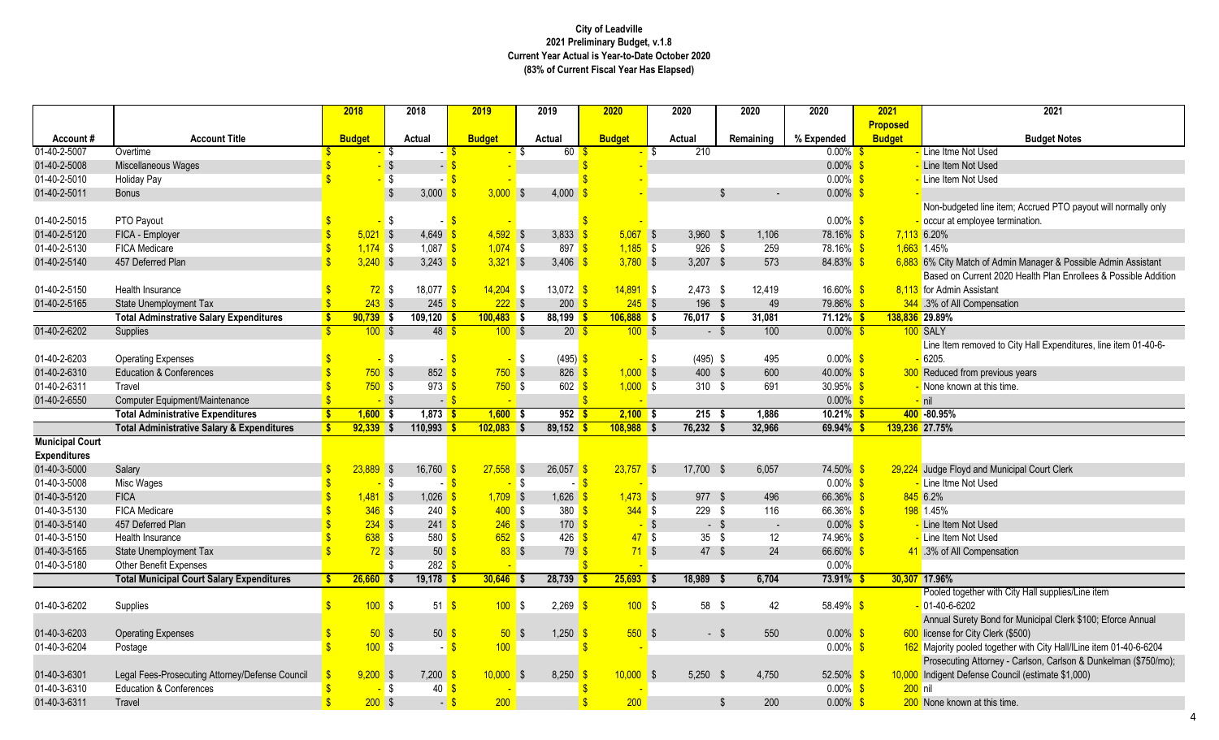**City of Leadville**
**2021 Preliminary Budget, v.1.8**
**Current Year Actual is Year-to-Date October 2020**
**(83% of Current Fiscal Year Has Elapsed)**

| Account # | Account Title | 2018 Budget | 2018 Actual | 2019 Budget | 2019 Actual | 2020 Budget | 2020 Actual | 2020 Remaining | 2020 % Expended | 2021 Proposed Budget | 2021 Budget Notes |
|---|---|---|---|---|---|---|---|---|---|---|---|
| 01-40-2-5007 | Overtime | $ - | $ - | $ - | $ 60 | $ - | $ 210 | | 0.00% | $ - | Line Itme Not Used |
| 01-40-2-5008 | Miscellaneous Wages | $ - | $ - | $ - | | $ - | | | 0.00% | $ - | Line Item Not Used |
| 01-40-2-5010 | Holiday Pay | $ - | $ - | $ - | | $ - | | | 0.00% | $ - | Line Item Not Used |
| 01-40-2-5011 | Bonus | | $ 3,000 | $ 3,000 | $ 4,000 | $ - | | $ - | 0.00% | $ - | |
| 01-40-2-5015 | PTO Payout | $ - | $ - | $ - | | $ - | | | 0.00% | $ - | Non-budgeted line item; Accrued PTO payout will normally only occur at employee termination. |
| 01-40-2-5120 | FICA - Employer | $ 5,021 | $ 4,649 | $ 4,592 | $ 3,833 | $ 5,067 | $ 3,960 | $ 1,106 | 78.16% | $ 7,113 | 6.20% |
| 01-40-2-5130 | FICA Medicare | $ 1,174 | $ 1,087 | $ 1,074 | $ 897 | $ 1,185 | $ 926 | $ 259 | 78.16% | $ 1,663 | 1.45% |
| 01-40-2-5140 | 457 Deferred Plan | $ 3,240 | $ 3,243 | $ 3,321 | $ 3,406 | $ 3,780 | $ 3,207 | $ 573 | 84.83% | $ 6,883 | 6% City Match of Admin Manager & Possible Admin Assistant |
| 01-40-2-5150 | Health Insurance | $ 72 | $ 18,077 | $ 14,204 | $ 13,072 | $ 14,891 | $ 2,473 | $ 12,419 | 16.60% | $ 8,113 | Based on Current 2020 Health Plan Enrollees & Possible Addition for Admin Assistant |
| 01-40-2-5165 | State Unemployment Tax | $ 243 | $ 245 | $ 222 | $ 200 | $ 245 | $ 196 | $ 49 | 79.86% | $ 344 | .3% of All Compensation |
| | **Total Adminstrative Salary Expenditures** | **$ 90,739** | **$ 109,120** | **$ 100,483** | **$ 88,199** | **$ 106,888** | **$ 76,017** | **$ 31,081** | **71.12%** | **$ 138,836** | **29.89%** |
| 01-40-2-6202 | Supplies | $ 100 | $ 48 | $ 100 | $ 20 | $ 100 | $ - | $ 100 | 0.00% | $ 100 | SALY |
| 01-40-2-6203 | Operating Expenses | $ - | $ - | $ - | $ (495) | $ - | $ (495) | $ 495 | 0.00% | $ - | Line Item removed to City Hall Expenditures, line item 01-40-6-6205. |
| 01-40-2-6310 | Education & Conferences | $ 750 | $ 852 | $ 750 | $ 826 | $ 1,000 | $ 400 | $ 600 | 40.00% | $ 300 | Reduced from previous years |
| 01-40-2-6311 | Travel | $ 750 | $ 973 | $ 750 | $ 602 | $ 1,000 | $ 310 | $ 691 | 30.95% | $ - | None known at this time. |
| 01-40-2-6550 | Computer Equipment/Maintenance | $ - | $ - | $ - | | $ - | | | 0.00% | $ - | nil |
| | **Total Administrative Expenditures** | **$ 1,600** | **$ 1,873** | **$ 1,600** | **$ 952** | **$ 2,100** | **$ 215** | **$ 1,886** | **10.21%** | **$ 400** | **-80.95%** |
| | **Total Administrative Salary & Expenditures** | **$ 92,339** | **$ 110,993** | **$ 102,083** | **$ 89,152** | **$ 108,988** | **$ 76,232** | **$ 32,966** | **69.94%** | **$ 139,236** | **27.75%** |
| **Municipal Court Expenditures** | | | | | | | | | | | |
| 01-40-3-5000 | Salary | $ 23,889 | $ 16,760 | $ 27,558 | $ 26,057 | $ 23,757 | $ 17,700 | $ 6,057 | 74.50% | $ 29,224 | Judge Floyd and Municipal Court Clerk |
| 01-40-3-5008 | Misc Wages | $ - | $ - | $ - | $ - | $ - | | | 0.00% | $ - | Line Itme Not Used |
| 01-40-3-5120 | FICA | $ 1,481 | $ 1,026 | $ 1,709 | $ 1,626 | $ 1,473 | $ 977 | $ 496 | 66.36% | $ 845 | 6.2% |
| 01-40-3-5130 | FICA Medicare | $ 346 | $ 240 | $ 400 | $ 380 | $ 344 | $ 229 | $ 116 | 66.36% | $ 198 | 1.45% |
| 01-40-3-5140 | 457 Deferred Plan | $ 234 | $ 241 | $ 246 | $ 170 | $ - | $ - | $ - | 0.00% | $ - | Line Item Not Used |
| 01-40-3-5150 | Health Insurance | $ 638 | $ 580 | $ 652 | $ 426 | $ 47 | $ 35 | $ 12 | 74.96% | $ - | Line Item Not Used |
| 01-40-3-5165 | State Unemployment Tax | $ 72 | $ 50 | $ 83 | $ 79 | $ 71 | $ 47 | $ 24 | 66.60% | $ 41 | .3% of All Compensation |
| 01-40-3-5180 | Other Benefit Expenses | | $ 282 | $ - | | $ - | | | 0.00% | | |
| | **Total Municipal Court Salary Expenditures** | **$ 26,660** | **$ 19,178** | **$ 30,646** | **$ 28,739** | **$ 25,693** | **$ 18,989** | **$ 6,704** | **73.91%** | **$ 30,307** | **17.96%** |
| 01-40-3-6202 | Supplies | $ 100 | $ 51 | $ 100 | $ 2,269 | $ 100 | $ 58 | $ 42 | 58.49% | $ - | Pooled together with City Hall supplies/Line item 01-40-6-6202 |
| 01-40-3-6203 | Operating Expenses | $ 50 | $ 50 | $ 50 | $ 1,250 | $ 550 | $ - | $ 550 | 0.00% | $ 600 | Annual Surety Bond for Municipal Clerk $100; Eforce Annual license for City Clerk ($500) |
| 01-40-3-6204 | Postage | $ 100 | $ - | $ 100 | | $ - | | | 0.00% | $ 162 | Majority pooled together with City Hall/lLine item 01-40-6-6204 |
| 01-40-3-6301 | Legal Fees-Prosecuting Attorney/Defense Council | $ 9,200 | $ 7,200 | $ 10,000 | $ 8,250 | $ 10,000 | $ 5,250 | $ 4,750 | 52.50% | $ 10,000 | Prosecuting Attorney - Carlson, Carlson & Dunkelman ($750/mo); Indigent Defense Council (estimate $1,000) |
| 01-40-3-6310 | Education & Conferences | $ - | $ 40 | $ - | | $ - | | | 0.00% | $ 200 | nil |
| 01-40-3-6311 | Travel | $ 200 | $ - | $ 200 | | $ 200 | | $ 200 | 0.00% | $ 200 | None known at this time. |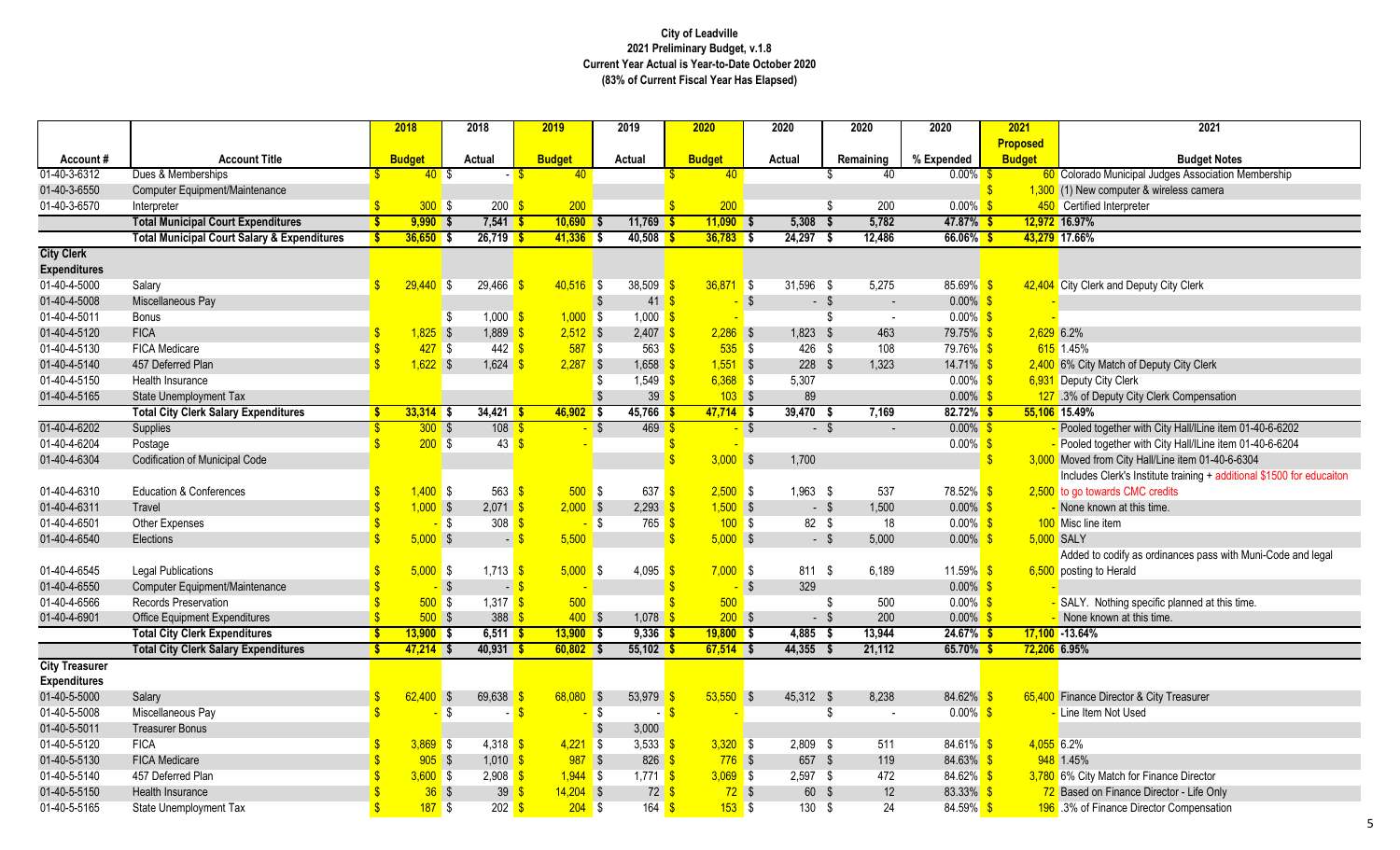**City of Leadville**
**2021 Preliminary Budget, v.1.8**
**Current Year Actual is Year-to-Date October 2020**
**(83% of Current Fiscal Year Has Elapsed)**

| Account # | Account Title | 2018 Budget | 2018 Actual | 2019 Budget | 2019 Actual | 2020 Budget | 2020 Actual | 2020 Remaining | 2020 % Expended | 2021 Proposed Budget | 2021 Budget Notes |
|---|---|---|---|---|---|---|---|---|---|---|---|
| 01-40-3-6312 | Dues & Memberships | $ 40 | $ - | $ 40 | | $ 40 | | $ 40 | 0.00% | $ 60 | Colorado Municipal Judges Association Membership |
| 01-40-3-6550 | Computer Equipment/Maintenance | | | | | | | | | $ 1,300 | (1) New computer & wireless camera |
| 01-40-3-6570 | Interpreter | $ 300 | $ 200 | $ 200 | | $ 200 | | $ 200 | 0.00% | $ 450 | Certified Interpreter |
| | **Total Municipal Court Expenditures** | **$ 9,990** | **$ 7,541** | **$ 10,690** | **$ 11,769** | **$ 11,090** | **$ 5,308** | **$ 5,782** | **47.87%** | **$ 12,972** | **16.97%** |
| | **Total Municipal Court Salary & Expenditures** | **$ 36,650** | **$ 26,719** | **$ 41,336** | **$ 40,508** | **$ 36,783** | **$ 24,297** | **$ 12,486** | **66.06%** | **$ 43,279** | **17.66%** |
| **City Clerk Expenditures** | | | | | | | | | | | |
| 01-40-4-5000 | Salary | $ 29,440 | $ 29,466 | $ 40,516 | $ 38,509 | $ 36,871 | $ 31,596 | $ 5,275 | 85.69% | $ 42,404 | City Clerk and Deputy City Clerk |
| 01-40-4-5008 | Miscellaneous Pay | | | | $ 41 | $ - | $ - | $ - | 0.00% | $ - | |
| 01-40-4-5011 | Bonus | | $ 1,000 | $ 1,000 | $ 1,000 | $ - | | $ - | 0.00% | $ - | |
| 01-40-4-5120 | FICA | $ 1,825 | $ 1,889 | $ 2,512 | $ 2,407 | $ 2,286 | $ 1,823 | $ 463 | 79.75% | $ 2,629 | 6.2% |
| 01-40-4-5130 | FICA Medicare | $ 427 | $ 442 | $ 587 | $ 563 | $ 535 | $ 426 | $ 108 | 79.76% | $ 615 | 1.45% |
| 01-40-4-5140 | 457 Deferred Plan | $ 1,622 | $ 1,624 | $ 2,287 | $ 1,658 | $ 1,551 | $ 228 | $ 1,323 | 14.71% | $ 2,400 | 6% City Match of Deputy City Clerk |
| 01-40-4-5150 | Health Insurance | | | | $ 1,549 | $ 6,368 | $ 5,307 | | 0.00% | $ 6,931 | Deputy City Clerk |
| 01-40-4-5165 | State Unemployment Tax | | | | $ 39 | $ 103 | $ 89 | | 0.00% | $ 127 | .3% of Deputy City Clerk Compensation |
| | **Total City Clerk Salary Expenditures** | **$ 33,314** | **$ 34,421** | **$ 46,902** | **$ 45,766** | **$ 47,714** | **$ 39,470** | **$ 7,169** | **82.72%** | **$ 55,106** | **15.49%** |
| 01-40-4-6202 | Supplies | $ 300 | $ 108 | $ - | $ 469 | $ - | $ - | $ - | 0.00% | $ - | Pooled together with City Hall/Line item 01-40-6-6202 |
| 01-40-4-6204 | Postage | $ 200 | $ 43 | $ - | | $ - | | | 0.00% | $ - | Pooled together with City Hall/Line item 01-40-6-6204 |
| 01-40-4-6304 | Codification of Municipal Code | | | | | $ 3,000 | $ 1,700 | | | $ 3,000 | Moved from City Hall/Line item 01-40-6-6304 |
| 01-40-4-6310 | Education & Conferences | $ 1,400 | $ 563 | $ 500 | $ 637 | $ 2,500 | $ 1,963 | $ 537 | 78.52% | $ 2,500 | Includes Clerk's Institute training + additional $1500 for educaiton to go towards CMC credits |
| 01-40-4-6311 | Travel | $ 1,000 | $ 2,071 | $ 2,000 | $ 2,293 | $ 1,500 | $ - | $ 1,500 | 0.00% | $ - | None known at this time. |
| 01-40-4-6501 | Other Expenses | $ - | $ 308 | $ - | $ 765 | $ 100 | $ 82 | $ 18 | 0.00% | $ 100 | Misc line item |
| 01-40-4-6540 | Elections | $ 5,000 | $ - | $ 5,500 | | $ 5,000 | $ - | $ 5,000 | 0.00% | $ 5,000 | SALY |
| 01-40-4-6545 | Legal Publications | $ 5,000 | $ 1,713 | $ 5,000 | $ 4,095 | $ 7,000 | $ 811 | $ 6,189 | 11.59% | $ 6,500 | Added to codify as ordinances pass with Muni-Code and legal posting to Herald |
| 01-40-4-6550 | Computer Equipment/Maintenance | $ - | $ - | $ - | | $ - | $ 329 | | 0.00% | $ - | |
| 01-40-4-6566 | Records Preservation | $ 500 | $ 1,317 | $ 500 | | $ 500 | | $ 500 | 0.00% | $ - | SALY. Nothing specific planned at this time. |
| 01-40-4-6901 | Office Equipment Expenditures | $ 500 | $ 388 | $ 400 | $ 1,078 | $ 200 | $ - | $ 200 | 0.00% | $ - | None known at this time. |
| | **Total City Clerk Expenditures** | **$ 13,900** | **$ 6,511** | **$ 13,900** | **$ 9,336** | **$ 19,800** | **$ 4,885** | **$ 13,944** | **24.67%** | **$ 17,100** | **-13.64%** |
| | **Total City Clerk Salary Expenditures** | **$ 47,214** | **$ 40,931** | **$ 60,802** | **$ 55,102** | **$ 67,514** | **$ 44,355** | **$ 21,112** | **65.70%** | **$ 72,206** | **6.95%** |
| **City Treasurer Expenditures** | | | | | | | | | | | |
| 01-40-5-5000 | Salary | $ 62,400 | $ 69,638 | $ 68,080 | $ 53,979 | $ 53,550 | $ 45,312 | $ 8,238 | 84.62% | $ 65,400 | Finance Director & City Treasurer |
| 01-40-5-5008 | Miscellaneous Pay | $ - | $ - | $ - | $ - | $ - | | $ - | 0.00% | $ - | Line Item Not Used |
| 01-40-5-5011 | Treasurer Bonus | | | | $ 3,000 | | | | | | |
| 01-40-5-5120 | FICA | $ 3,869 | $ 4,318 | $ 4,221 | $ 3,533 | $ 3,320 | $ 2,809 | $ 511 | 84.61% | $ 4,055 | 6.2% |
| 01-40-5-5130 | FICA Medicare | $ 905 | $ 1,010 | $ 987 | $ 826 | $ 776 | $ 657 | $ 119 | 84.63% | $ 948 | 1.45% |
| 01-40-5-5140 | 457 Deferred Plan | $ 3,600 | $ 2,908 | $ 1,944 | $ 1,771 | $ 3,069 | $ 2,597 | $ 472 | 84.62% | $ 3,780 | 6% City Match for Finance Director |
| 01-40-5-5150 | Health Insurance | $ 36 | $ 39 | $ 14,204 | $ 72 | $ 72 | $ 60 | $ 12 | 83.33% | $ 72 | Based on Finance Director - Life Only |
| 01-40-5-5165 | State Unemployment Tax | $ 187 | $ 202 | $ 204 | $ 164 | $ 153 | $ 130 | $ 24 | 84.59% | $ 196 | .3% of Finance Director Compensation |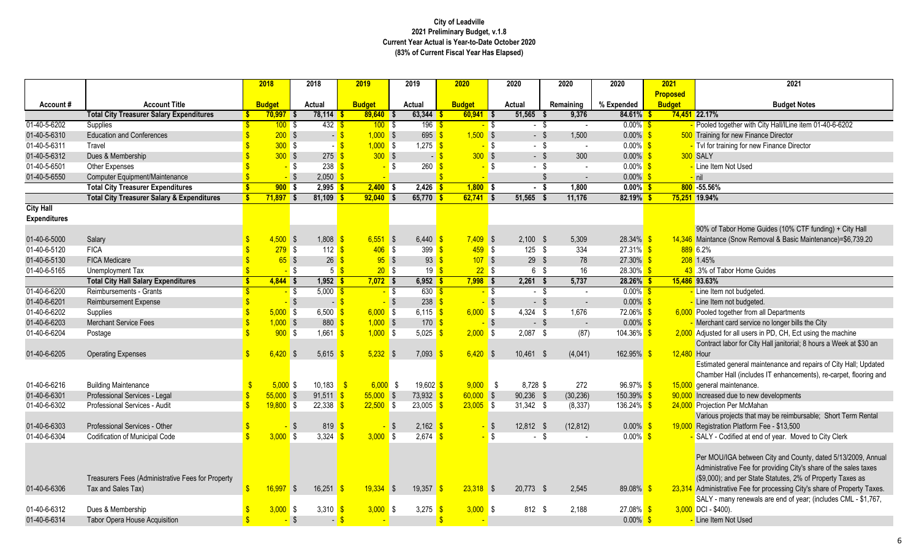# City of Leadville
## 2021 Preliminary Budget, v.1.8
### Current Year Actual is Year-to-Date October 2020
### (83% of Current Fiscal Year Has Elapsed)

| Account # | Account Title | 2018 Budget | 2018 Actual | 2019 Budget | 2019 Actual | 2020 Budget | 2020 Actual | 2020 Remaining | 2020 % Expended | 2021 Proposed Budget | 2021 Budget Notes |
|---|---|---|---|---|---|---|---|---|---|---|---|
| | **Total City Treasurer Salary Expenditures** | **$ 70,997** | **$ 78,114** | **$ 89,640** | **$ 63,344** | **$ 60,941** | **$ 51,565** | **$ 9,376** | **84.61%** | **$ 74,451** | **22.17%** |
| 01-40-5-6202 | Supplies | $ 100 | $ 432 | $ 100 | $ 196 | $ - | $ - | $ - | 0.00% | $ - | Pooled together with City Hall/Line item 01-40-6-6202 |
| 01-40-5-6310 | Education and Conferences | $ 200 | $ - | $ 1,000 | $ 695 | $ 1,500 | $ - | $ 1,500 | 0.00% | $ 500 | Training for new Finance Director |
| 01-40-5-6311 | Travel | $ 300 | $ - | $ 1,000 | $ 1,275 | $ - | $ - | $ - | 0.00% | $ - | Tvl for training for new Finance Director |
| 01-40-5-6312 | Dues & Membership | $ 300 | $ 275 | $ 300 | $ - | $ 300 | $ - | $ 300 | 0.00% | $ 300 | SALY |
| 01-40-5-6501 | Other Expenses | $ - | $ 238 | $ - | $ 260 | $ - | $ - | $ - | 0.00% | $ - | Line Item Not Used |
| 01-40-5-6550 | Computer Equipment/Maintenance | $ - | $ 2,050 | $ - | | $ - | | $ - | 0.00% | $ - | nil |
| | **Total City Treasurer Expenditures** | **$ 900** | **$ 2,995** | **$ 2,400** | **$ 2,426** | **$ 1,800** | **$ -** | **$ 1,800** | **0.00%** | **$ 800** | **-55.56%** |
| | **Total City Treasurer Salary & Expenditures** | **$ 71,897** | **$ 81,109** | **$ 92,040** | **$ 65,770** | **$ 62,741** | **$ 51,565** | **$ 11,176** | **82.19%** | **$ 75,251** | **19.94%** |
| **City Hall Expenditures** | | | | | | | | | | | |
| 01-40-6-5000 | Salary | $ 4,500 | $ 1,808 | $ 6,551 | $ 6,440 | $ 7,409 | $ 2,100 | $ 5,309 | 28.34% | $ 14,346 | 90% of Tabor Home Guides (10% CTF funding) + City Hall Maintance (Snow Removal & Basic Maintenance)=$6,739.20 |
| 01-40-6-5120 | FICA | $ 279 | $ 112 | $ 406 | $ 399 | $ 459 | $ 125 | $ 334 | 27.31% | $ 889 | 6.2% |
| 01-40-6-5130 | FICA Medicare | $ 65 | $ 26 | $ 95 | $ 93 | $ 107 | $ 29 | $ 78 | 27.30% | $ 208 | 1.45% |
| 01-40-6-5165 | Unemployment Tax | $ - | $ 5 | $ 20 | $ 19 | $ 22 | $ 6 | $ 16 | 28.30% | $ 43 | .3% of Tabor Home Guides |
| | **Total City Hall Salary Expenditures** | **$ 4,844** | **$ 1,952** | **$ 7,072** | **$ 6,952** | **$ 7,998** | **$ 2,261** | **$ 5,737** | **28.26%** | **$ 15,486** | **93.63%** |
| 01-40-6-6200 | Reimbursements - Grants | $ - | $ 5,000 | $ - | $ 630 | $ - | $ - | $ - | 0.00% | $ - | Line Item not budgeted. |
| 01-40-6-6201 | Reimbursement Expense | $ - | $ - | $ - | $ 238 | $ - | $ - | $ - | 0.00% | $ - | Line Item not budgeted. |
| 01-40-6-6202 | Supplies | $ 5,000 | $ 6,500 | $ 6,000 | $ 6,115 | $ 6,000 | $ 4,324 | $ 1,676 | 72.06% | $ 6,000 | Pooled together from all Departments |
| 01-40-6-6203 | Merchant Service Fees | $ 1,000 | $ 880 | $ 1,000 | $ 170 | $ - | $ - | $ - | 0.00% | $ - | Merchant card service no longer bills the City |
| 01-40-6-6204 | Postage | $ 900 | $ 1,661 | $ 1,000 | $ 5,025 | $ 2,000 | $ 2,087 | $ (87) | 104.36% | $ 2,000 | Adjusted for all users in PD, CH, Ect using the machine |
| 01-40-6-6205 | Operating Expenses | $ 6,420 | $ 5,615 | $ 5,232 | $ 7,093 | $ 6,420 | $ 10,461 | $ (4,041) | 162.95% | $ 12,480 | Contract labor for City Hall janitorial; 8 hours a Week at $30 an Hour |
| 01-40-6-6216 | Building Maintenance | $ 5,000 | $ 10,183 | $ 6,000 | $ 19,602 | $ 9,000 | $ 8,728 | $ 272 | 96.97% | $ 15,000 | Estimated general maintenance and repairs of City Hall; Updated Chamber Hall (includes IT enhancements), re-carpet, flooring and general maintenance. |
| 01-40-6-6301 | Professional Services - Legal | $ 55,000 | $ 91,511 | $ 55,000 | $ 73,932 | $ 60,000 | $ 90,236 | $ (30,236) | 150.39% | $ 90,000 | Increased due to new developments |
| 01-40-6-6302 | Professional Services - Audit | $ 19,800 | $ 22,338 | $ 22,500 | $ 23,005 | $ 23,005 | $ 31,342 | $ (8,337) | 136.24% | $ 24,000 | Projection Per McMahan |
| 01-40-6-6303 | Professional Services - Other | $ - | $ 819 | $ - | $ 2,162 | $ - | $ 12,812 | $ (12,812) | 0.00% | $ 19,000 | Various projects that may be reimbursable; Short Term Rental Registration Platform Fee - $13,500 |
| 01-40-6-6304 | Codification of Municipal Code | $ 3,000 | $ 3,324 | $ 3,000 | $ 2,674 | $ - | $ - | $ - | 0.00% | $ - | SALY - Codified at end of year. Moved to City Clerk |
| 01-40-6-6306 | Treasurers Fees (Administrative Fees for Property Tax and Sales Tax) | $ 16,997 | $ 16,251 | $ 19,334 | $ 19,357 | $ 23,318 | $ 20,773 | $ 2,545 | 89.08% | $ 23,314 | Per MOU/IGA between City and County, dated 5/13/2009, Annual Administrative Fee for providing City's share of the sales taxes ($9,000); and per State Statutes, 2% of Property Taxes as Administrative Fee for processing City's share of Property Taxes. |
| 01-40-6-6312 | Dues & Membership | $ 3,000 | $ 3,310 | $ 3,000 | $ 3,275 | $ 3,000 | $ 812 | $ 2,188 | 27.08% | $ 3,000 | SALY - many renewals are end of year; (includes CML - $1,767, DCI - $400). |
| 01-40-6-6314 | Tabor Opera House Acquisition | $ - | $ - | $ - | | $ - | | | 0.00% | $ - | Line Item Not Used |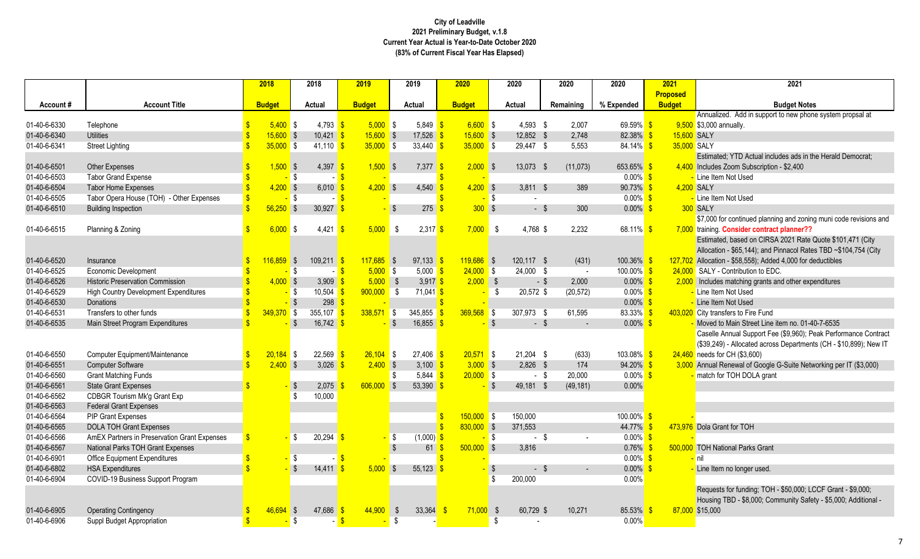**City of Leadville**
**2021 Preliminary Budget, v.1.8**
**Current Year Actual is Year-to-Date October 2020**
**(83% of Current Fiscal Year Has Elapsed)**

| Account # | Account Title | 2018 Budget | 2018 Actual | 2019 Budget | 2019 Actual | 2020 Budget | 2020 Actual | 2020 Remaining | 2020 % Expended | 2021 Proposed Budget | 2021 Budget Notes |
|---|---|---|---|---|---|---|---|---|---|---|---|
| 01-40-6-6330 | Telephone | $ 5,400 | $ 4,793 | $ 5,000 | $ 5,849 | $ 6,600 | $ 4,593 | $ 2,007 | 69.59% | $ 9,500 | Annualized. Add in support to new phone system propsal at $3,000 annually. |
| 01-40-6-6340 | Utilities | $ 15,600 | $ 10,421 | $ 15,600 | $ 17,526 | $ 15,600 | $ 12,852 | $ 2,748 | 82.38% | $ 15,600 | SALY |
| 01-40-6-6341 | Street Lighting | $ 35,000 | $ 41,110 | $ 35,000 | $ 33,440 | $ 35,000 | $ 29,447 | $ 5,553 | 84.14% | $ 35,000 | SALY |
| 01-40-6-6501 | Other Expenses | $ 1,500 | $ 4,397 | $ 1,500 | $ 7,377 | $ 2,000 | $ 13,073 | $ (11,073) | 653.65% | $ 4,400 | Estimated; YTD Actual includes ads in the Herald Democrat; Includes Zoom Subscription - $2,400 |
| 01-40-6-6503 | Tabor Grand Expense | $ - | $ - | $ - | | $ - | | | 0.00% | $ - | Line Item Not Used |
| 01-40-6-6504 | Tabor Home Expenses | $ 4,200 | $ 6,010 | $ 4,200 | $ 4,540 | $ 4,200 | $ 3,811 | $ 389 | 90.73% | $ 4,200 | SALY |
| 01-40-6-6505 | Tabor Opera House (TOH) - Other Expenses | $ - | $ - | $ - | | $ - | $ - | | 0.00% | $ - | Line Item Not Used |
| 01-40-6-6510 | Building Inspection | $ 56,250 | $ 30,927 | $ - | $ 275 | $ 300 | $ - | $ 300 | 0.00% | $ 300 | SALY |
| 01-40-6-6515 | Planning & Zoning | $ 6,000 | $ 4,421 | $ 5,000 | $ 2,317 | $ 7,000 | $ 4,768 | $ 2,232 | 68.11% | $ 7,000 | $7,000 for continued planning and zoning muni code revisions and training. **Consider contract planner??** |
| 01-40-6-6520 | Insurance | $ 116,859 | $ 109,211 | $ 117,685 | $ 97,133 | $ 119,686 | $ 120,117 | $ (431) | 100.36% | $ 127,702 | Estimated, based on CIRSA 2021 Rate Quote $101,471 (City Allocation - $65,144); and Pinnacol Rates TBD ~$104,754 (City Allocation - $58,558); Added 4,000 for deductibles |
| 01-40-6-6525 | Economic Development | $ - | $ - | $ 5,000 | $ 5,000 | $ 24,000 | $ 24,000 | $ - | 100.00% | $ 24,000 | SALY - Contribution to EDC. |
| 01-40-6-6526 | Historic Preservation Commission | $ 4,000 | $ 3,909 | $ 5,000 | $ 3,917 | $ 2,000 | $ - | $ 2,000 | 0.00% | $ 2,000 | Includes matching grants and other expenditures |
| 01-40-6-6529 | High Country Development Expenditures | $ - | $ 10,504 | $ 900,000 | $ 71,041 | $ - | $ 20,572 | $ (20,572) | 0.00% | $ - | Line Item Not Used |
| 01-40-6-6530 | Donations | $ - | $ 298 | $ - | | $ - | | | 0.00% | $ - | Line Item Not Used |
| 01-40-6-6531 | Transfers to other funds | $ 349,370 | $ 355,107 | $ 338,571 | $ 345,855 | $ 369,568 | $ 307,973 | $ 61,595 | 83.33% | $ 403,020 | City transfers to Fire Fund |
| 01-40-6-6535 | Main Street Program Expenditures | $ - | $ 16,742 | $ - | $ 16,855 | $ - | $ - | $ - | 0.00% | $ - | Moved to Main Street Line item no. 01-40-7-6535 |
| 01-40-6-6550 | Computer Equipment/Maintenance | $ 20,184 | $ 22,569 | $ 26,104 | $ 27,406 | $ 20,571 | $ 21,204 | $ (633) | 103.08% | $ 24,460 | Caselle Annual Support Fee ($9,960); Peak Performance Contract ($39,249) - Allocated across Departments (CH - $10,899); New IT needs for CH ($3,600) |
| 01-40-6-6551 | Computer Software | $ 2,400 | $ 3,026 | $ 2,400 | $ 3,100 | $ 3,000 | $ 2,826 | $ 174 | 94.20% | $ 3,000 | Annual Renewal of Google G-Suite Networking per IT ($3,000) |
| 01-40-6-6560 | Grant Matching Funds | | | | $ 5,844 | $ 20,000 | $ - | $ 20,000 | 0.00% | $ - | match for TOH DOLA grant |
| 01-40-6-6561 | State Grant Expenses | $ - | $ 2,075 | $ 606,000 | $ 53,390 | $ - | $ 49,181 | $ (49,181) | 0.00% | | |
| 01-40-6-6562 | CDBGR Tourism Mk'g Grant Exp | | $ 10,000 | | | | | | | | |
| 01-40-6-6563 | Federal Grant Expenses | | | | | | | | | | |
| 01-40-6-6564 | PIP Grant Expenses | | | | | $ 150,000 | $ 150,000 | | 100.00% | $ - | |
| 01-40-6-6565 | DOLA TOH Grant Expenses | | | | | $ 830,000 | $ 371,553 | | 44.77% | $ 473,976 | Dola Grant for TOH |
| 01-40-6-6566 | AmEX Partners in Preservation Grant Expenses | $ - | $ 20,294 | $ - | $ (1,000) | $ - | $ - | $ - | 0.00% | $ - | |
| 01-40-6-6567 | National Parks TOH Grant Expenses | | | | $ 61 | $ 500,000 | $ 3,816 | | 0.76% | $ 500,000 | TOH National Parks Grant |
| 01-40-6-6901 | Office Equipment Expenditures | $ - | $ - | $ - | | $ - | | | 0.00% | $ - | nil |
| 01-40-6-6802 | HSA Expenditures | $ - | $ 14,411 | $ 5,000 | $ 55,123 | $ - | $ - | $ - | 0.00% | $ - | Line Item no longer used. |
| 01-40-6-6904 | COVID-19 Business Support Program | | | | | | $ 200,000 | | 0.00% | | |
| 01-40-6-6905 | Operating Contingency | $ 46,694 | $ 47,686 | $ 44,900 | $ 33,364 | $ 71,000 | $ 60,729 | $ 10,271 | 85.53% | $ 87,000 | Requests for funding; TOH - $50,000; LCCF Grant - $9,000; Housing TBD - $8,000; Community Safety - $5,000; Additional - $15,000 |
| 01-40-6-6906 | Suppl Budget Appropriation | $ - | $ - | $ - | $ - | | $ - | | 0.00% | | |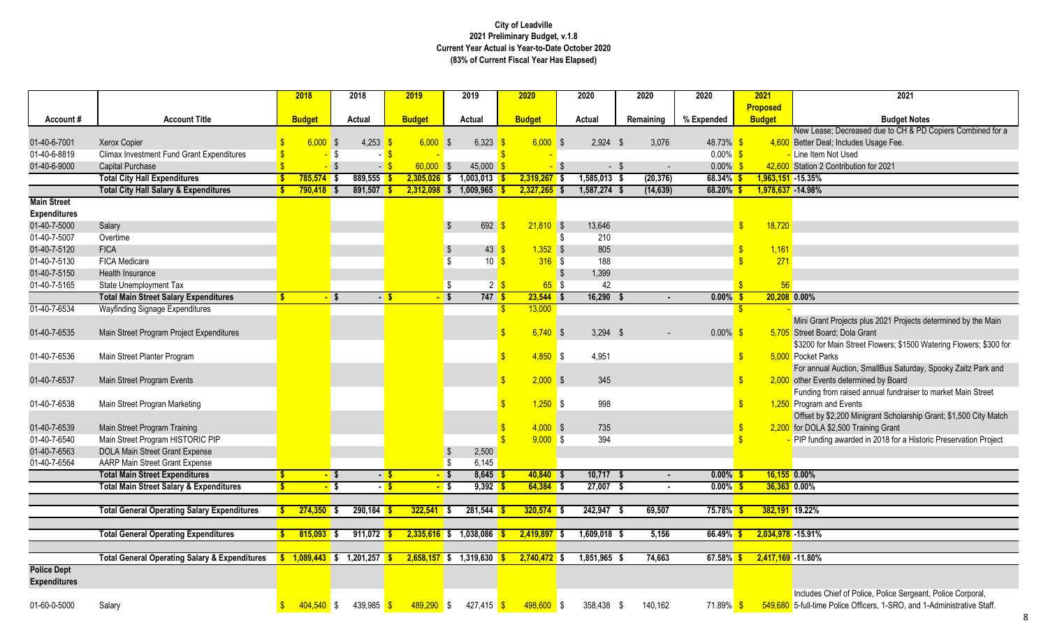**City of Leadville**
**2021 Preliminary Budget, v.1.8**
**Current Year Actual is Year-to-Date October 2020**
**(83% of Current Fiscal Year Has Elapsed)**

| Account # | Account Title | 2018 Budget | 2018 Actual | 2019 Budget | 2019 Actual | 2020 Budget | 2020 Actual | 2020 Remaining | 2020 % Expended | 2021 Proposed Budget | 2021 Budget Notes |
|---|---|---|---|---|---|---|---|---|---|---|---|
| 01-40-6-7001 | Xerox Copier | $ 6,000 | $ 4,253 | $ 6,000 | $ 6,323 | $ 6,000 | $ 2,924 | $ 3,076 | 48.73% | $ 4,600 | New Lease; Decreased due to CH & PD Copiers Combined for a Better Deal; Includes Usage Fee. |
| 01-40-6-8819 | Climax Investment Fund Grant Expenditures | $ - | $ - | $ - | | $ - | | | 0.00% | $ - | Line Item Not Used |
| 01-40-6-9000 | Capital Purchase | $ - | $ - | $ 60,000 | $ 45,000 | $ - | $ - | $ - | 0.00% | $ 42,600 | Station 2 Contribution for 2021 |
| | **Total City Hall Expenditures** | **$ 785,574** | **$ 889,555** | **$ 2,305,026** | **$ 1,003,013** | **$ 2,319,267** | **$ 1,585,013** | **$ (20,376)** | **68.34%** | **$ 1,963,151** | **-15.35%** |
| | **Total City Hall Salary & Expenditures** | **$ 790,418** | **$ 891,507** | **$ 2,312,098** | **$ 1,009,965** | **$ 2,327,265** | **$ 1,587,274** | **$ (14,639)** | **68.20%** | **$ 1,978,637** | **-14.98%** |
| **Main Street Expenditures** | | | | | | | | | | | |
| 01-40-7-5000 | Salary | | | | $ 692 | $ 21,810 | $ 13,646 | | | $ 18,720 | |
| 01-40-7-5007 | Overtime | | | | | | $ 210 | | | | |
| 01-40-7-5120 | FICA | | | | $ 43 | $ 1,352 | $ 805 | | | $ 1,161 | |
| 01-40-7-5130 | FICA Medicare | | | | $ 10 | $ 316 | $ 188 | | | $ 271 | |
| 01-40-7-5150 | Health Insurance | | | | | | $ 1,399 | | | | |
| 01-40-7-5165 | State Unemployment Tax | | | | $ 2 | $ 65 | $ 42 | | | $ 56 | |
| | **Total Main Street Salary Expenditures** | **$ -** | **$ -** | **$ -** | **$ 747** | **$ 23,544** | **$ 16,290** | **$ -** | **0.00%** | **$ 20,208** | **0.00%** |
| 01-40-7-6534 | Wayfinding Signage Expenditures | | | | | $ 13,000 | | | | $ - | |
| 01-40-7-6535 | Main Street Program Project Expenditures | | | | | $ 6,740 | $ 3,294 | $ - | 0.00% | $ 5,705 | Mini Grant Projects plus 2021 Projects determined by the Main Street Board; Dola Grant |
| 01-40-7-6536 | Main Street Planter Program | | | | | $ 4,850 | $ 4,951 | | | $ 5,000 | $3200 for Main Street Flowers; $1500 Watering Flowers; $300 for Pocket Parks |
| 01-40-7-6537 | Main Street Program Events | | | | | $ 2,000 | $ 345 | | | $ 2,000 | For annual Auction, SmallBus Saturday, Spooky Zaitz Park and other Events determined by Board |
| 01-40-7-6538 | Main Street Progran Marketing | | | | | $ 1,250 | $ 998 | | | $ 1,250 | Funding from raised annual fundraiser to market Main Street Program and Events |
| 01-40-7-6539 | Main Street Program Training | | | | | $ 4,000 | $ 735 | | | $ 2,200 | Offset by $2,200 Minigrant Scholarship Grant; $1,500 City Match for DOLA $2,500 Training Grant |
| 01-40-7-6540 | Main Street Program HISTORIC PIP | | | | | $ 9,000 | $ 394 | | | $ - | PIP funding awarded in 2018 for a Historic Preservation Project |
| 01-40-7-6563 | DOLA Main Street Grant Expense | | | | $ 2,500 | | | | | | |
| 01-40-7-6564 | AARP Main Street Grant Expense | | | | $ 6,145 | | | | | | |
| | **Total Main Street Expenditures** | **$ -** | **$ -** | **$ -** | **$ 8,645** | **$ 40,840** | **$ 10,717** | **$ -** | **0.00%** | **$ 16,155** | **0.00%** |
| | **Total Main Street Salary & Expenditures** | **$ -** | **$ -** | **$ -** | **$ 9,392** | **$ 64,384** | **$ 27,007** | **$ -** | **0.00%** | **$ 36,363** | **0.00%** |
| | **Total General Operating Salary Expenditures** | **$ 274,350** | **$ 290,184** | **$ 322,541** | **$ 281,544** | **$ 320,574** | **$ 242,947** | **$ 69,507** | **75.78%** | **$ 382,191** | **19.22%** |
| | **Total General Operating Expenditures** | **$ 815,093** | **$ 911,072** | **$ 2,335,616** | **$ 1,038,086** | **$ 2,419,897** | **$ 1,609,018** | **$ 5,156** | **66.49%** | **$ 2,034,978** | **-15.91%** |
| | **Total General Operating Salary & Expenditures** | **$ 1,089,443** | **$ 1,201,257** | **$ 2,658,157** | **$ 1,319,630** | **$ 2,740,472** | **$ 1,851,965** | **$ 74,663** | **67.58%** | **$ 2,417,169** | **-11.80%** |
| **Police Dept Expenditures** | | | | | | | | | | | |
| 01-60-0-5000 | Salary | $ 404,540 | $ 439,985 | $ 489,290 | $ 427,415 | $ 498,600 | $ 358,438 | $ 140,162 | 71.89% | $ 549,680 | Includes Chief of Police, Police Sergeant, Police Corporal, 5-full-time Police Officers, 1-SRO, and 1-Administrative Staff. |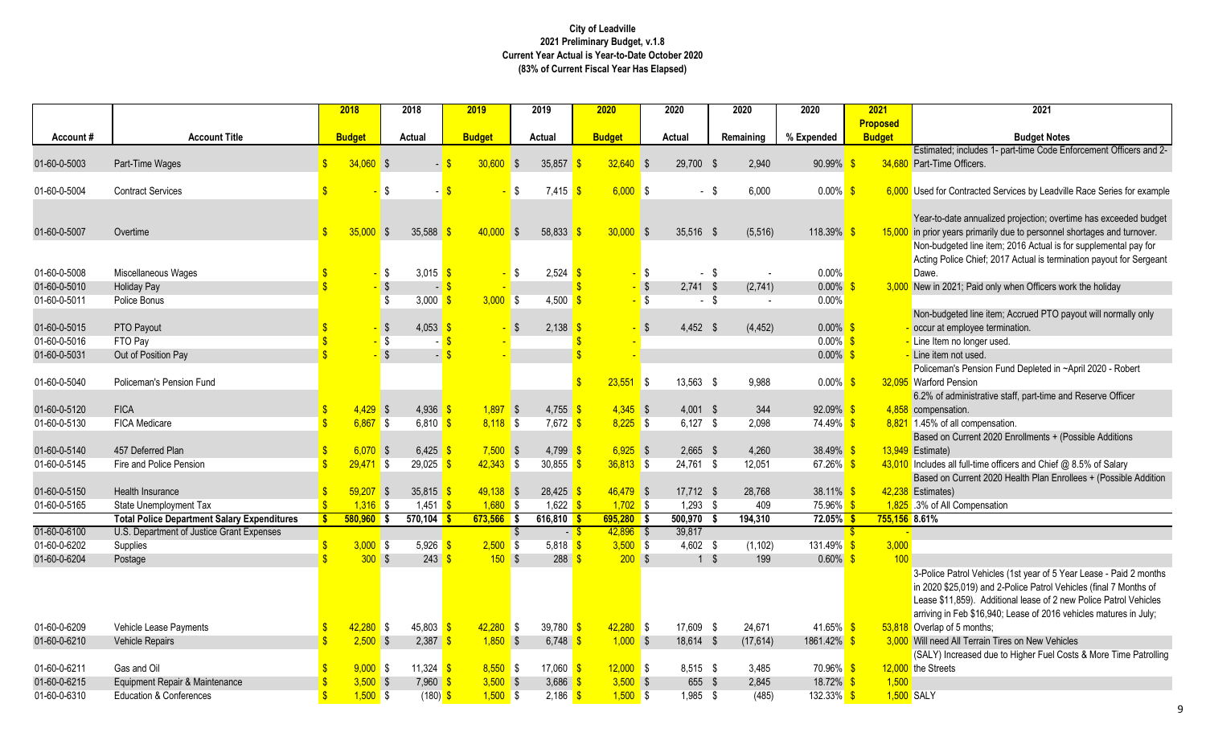# City of Leadville
## 2021 Preliminary Budget, v.1.8
## Current Year Actual is Year-to-Date October 2020
## (83% of Current Fiscal Year Has Elapsed)

| Account # | Account Title | 2018 Budget | 2018 Actual | 2019 Budget | 2019 Actual | 2020 Budget | 2020 Actual | 2020 Remaining | 2020 % Expended | 2021 Proposed Budget | 2021 Budget Notes |
|---|---|---|---|---|---|---|---|---|---|---|---|
| 01-60-0-5003 | Part-Time Wages | $ 34,060 | $ - | $ 30,600 | $ 35,857 | $ 32,640 | $ 29,700 | $ 2,940 | 90.99% | $ 34,680 | Estimated; includes 1- part-time Code Enforcement Officers and 2- Part-Time Officers. |
| 01-60-0-5004 | Contract Services | $ - | $ - | $ - | $ 7,415 | $ 6,000 | $ - | $ 6,000 | 0.00% | $ 6,000 | Used for Contracted Services by Leadville Race Series for example |
| 01-60-0-5007 | Overtime | $ 35,000 | $ 35,588 | $ 40,000 | $ 58,833 | $ 30,000 | $ 35,516 | $ (5,516) | 118.39% | $ 15,000 | Year-to-date annualized projection; overtime has exceeded budget in prior years primarily due to personnel shortages and turnover. |
| 01-60-0-5008 | Miscellaneous Wages | $ - | $ 3,015 | $ - | $ 2,524 | $ - | $ - | $ - | 0.00% | | Non-budgeted line item; 2016 Actual is for supplemental pay for Acting Police Chief; 2017 Actual is termination payout for Sergeant Dawe. |
| 01-60-0-5010 | Holiday Pay | $ - | $ - | $ - | | $ - | $ 2,741 | $ (2,741) | 0.00% | $ 3,000 | New in 2021; Paid only when Officers work the holiday |
| 01-60-0-5011 | Police Bonus | | $ 3,000 | $ 3,000 | $ 4,500 | $ - | $ - | $ - | 0.00% | | |
| 01-60-0-5015 | PTO Payout | $ - | $ 4,053 | $ - | $ 2,138 | $ - | $ 4,452 | $ (4,452) | 0.00% | $ - | Non-budgeted line item; Accrued PTO payout will normally only occur at employee termination. |
| 01-60-0-5016 | FTO Pay | $ - | $ - | $ - | | $ - | | | 0.00% | $ - | Line Item no longer used. |
| 01-60-0-5031 | Out of Position Pay | $ - | $ - | $ - | | $ - | | | 0.00% | $ - | Line item not used. |
| 01-60-0-5040 | Policeman's Pension Fund | | | | | $ 23,551 | $ 13,563 | $ 9,988 | 0.00% | $ 32,095 | Policeman's Pension Fund Depleted in ~April 2020 - Robert Warford Pension |
| 01-60-0-5120 | FICA | $ 4,429 | $ 4,936 | $ 1,897 | $ 4,755 | $ 4,345 | $ 4,001 | $ 344 | 92.09% | $ 4,858 | 6.2% of administrative staff, part-time and Reserve Officer compensation. |
| 01-60-0-5130 | FICA Medicare | $ 6,867 | $ 6,810 | $ 8,118 | $ 7,672 | $ 8,225 | $ 6,127 | $ 2,098 | 74.49% | $ 8,821 | 1.45% of all compensation. |
| 01-60-0-5140 | 457 Deferred Plan | $ 6,070 | $ 6,425 | $ 7,500 | $ 4,799 | $ 6,925 | $ 2,665 | $ 4,260 | 38.49% | $ 13,949 | Based on Current 2020 Enrollments + (Possible Additions Estimate) |
| 01-60-0-5145 | Fire and Police Pension | $ 29,471 | $ 29,025 | $ 42,343 | $ 30,855 | $ 36,813 | $ 24,761 | $ 12,051 | 67.26% | $ 43,010 | Includes all full-time officers and Chief @ 8.5% of Salary |
| 01-60-0-5150 | Health Insurance | $ 59,207 | $ 35,815 | $ 49,138 | $ 28,425 | $ 46,479 | $ 17,712 | $ 28,768 | 38.11% | $ 42,238 | Based on Current 2020 Health Plan Enrollees + (Possible Addition Estimates) |
| 01-60-0-5165 | State Unemployment Tax | $ 1,316 | $ 1,451 | $ 1,680 | $ 1,622 | $ 1,702 | $ 1,293 | $ 409 | 75.96% | $ 1,825 | .3% of All Compensation |
| | **Total Police Department Salary Expenditures** | **$ 580,960** | **$ 570,104** | **$ 673,566** | **$ 616,810** | **$ 695,280** | **$ 500,970** | **$ 194,310** | **72.05%** | **$ 755,156** | **8.61%** |
| 01-60-0-6100 | U.S. Department of Justice Grant Expenses | | | | $ - | $ 42,896 | $ 39,817 | | | $ - | |
| 01-60-0-6202 | Supplies | $ 3,000 | $ 5,926 | $ 2,500 | $ 5,818 | $ 3,500 | $ 4,602 | $ (1,102) | 131.49% | $ 3,000 | |
| 01-60-0-6204 | Postage | $ 300 | $ 243 | $ 150 | $ 288 | $ 200 | $ 1 | $ 199 | 0.60% | $ 100 | |
| 01-60-0-6209 | Vehicle Lease Payments | $ 42,280 | $ 45,803 | $ 42,280 | $ 39,780 | $ 42,280 | $ 17,609 | $ 24,671 | 41.65% | $ 53,818 | 3-Police Patrol Vehicles (1st year of 5 Year Lease - Paid 2 months in 2020 $25,019) and 2-Police Patrol Vehicles (final 7 Months of Lease $11,859). Additional lease of 2 new Police Patrol Vehicles arriving in Feb $16,940; Lease of 2016 vehicles matures in July; Overlap of 5 months; |
| 01-60-0-6210 | Vehicle Repairs | $ 2,500 | $ 2,387 | $ 1,850 | $ 6,748 | $ 1,000 | $ 18,614 | $ (17,614) | 1861.42% | $ 3,000 | Will need All Terrain Tires on New Vehicles |
| 01-60-0-6211 | Gas and Oil | $ 9,000 | $ 11,324 | $ 8,550 | $ 17,060 | $ 12,000 | $ 8,515 | $ 3,485 | 70.96% | $ 12,000 | (SALY) Increased due to Higher Fuel Costs & More Time Patrolling the Streets |
| 01-60-0-6215 | Equipment Repair & Maintenance | $ 3,500 | $ 7,960 | $ 3,500 | $ 3,686 | $ 3,500 | $ 655 | $ 2,845 | 18.72% | $ 1,500 | |
| 01-60-0-6310 | Education & Conferences | $ 1,500 | $ (180) | $ 1,500 | $ 2,186 | $ 1,500 | $ 1,985 | $ (485) | 132.33% | $ 1,500 | SALY |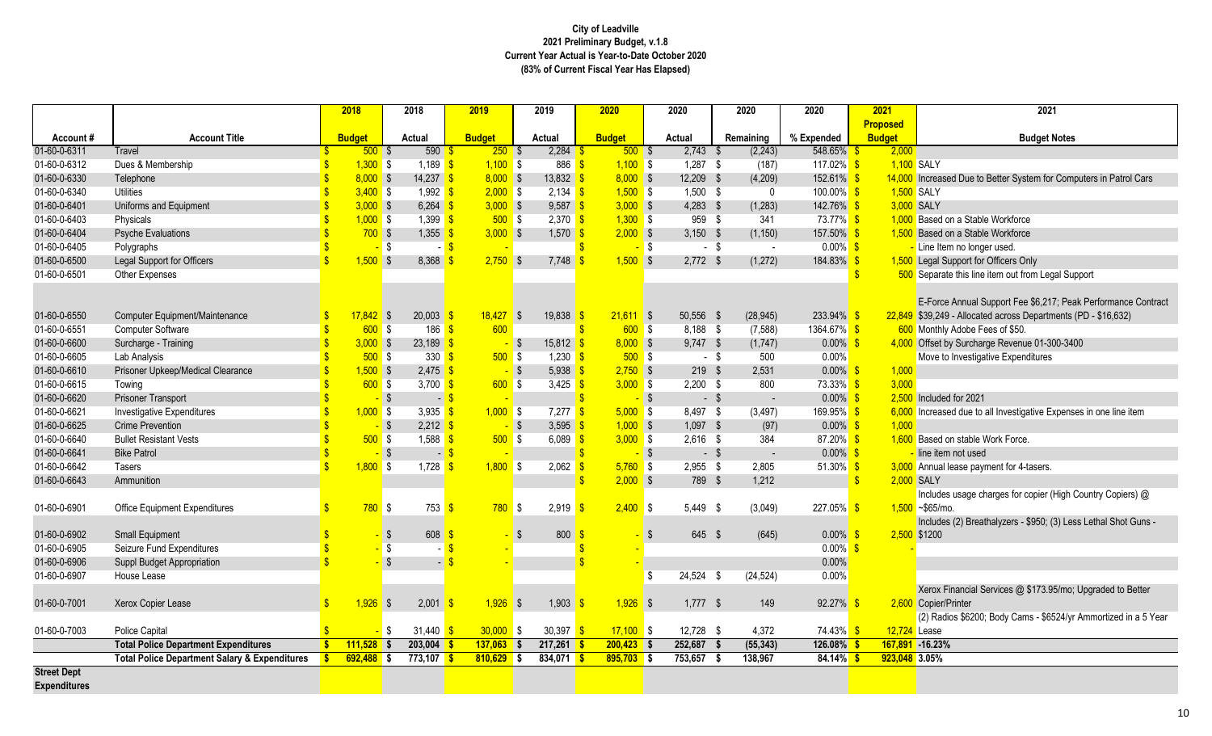**City of Leadville**
**2021 Preliminary Budget, v.1.8**
**Current Year Actual is Year-to-Date October 2020**
**(83% of Current Fiscal Year Has Elapsed)**

| Account # | Account Title | 2018 Budget | 2018 Actual | 2019 Budget | 2019 Actual | 2020 Budget | 2020 Actual | 2020 Remaining | 2020 % Expended | 2021 Proposed Budget | 2021 Budget Notes |
|---|---|---|---|---|---|---|---|---|---|---|---|
| 01-60-0-6311 | Travel | $ 500 | $ 590 | $ 250 | $ 2,284 | $ 500 | $ 2,743 | $ (2,243) | 548.65% | $ 2,000 | |
| 01-60-0-6312 | Dues & Membership | $ 1,300 | $ 1,189 | $ 1,100 | $ 886 | $ 1,100 | $ 1,287 | $ (187) | 117.02% | $ 1,100 | SALY |
| 01-60-0-6330 | Telephone | $ 8,000 | $ 14,237 | $ 8,000 | $ 13,832 | $ 8,000 | $ 12,209 | $ (4,209) | 152.61% | $ 14,000 | Increased Due to Better System for Computers in Patrol Cars |
| 01-60-0-6340 | Utilities | $ 3,400 | $ 1,992 | $ 2,000 | $ 2,134 | $ 1,500 | $ 1,500 | $ 0 | 100.00% | $ 1,500 | SALY |
| 01-60-0-6401 | Uniforms and Equipment | $ 3,000 | $ 6,264 | $ 3,000 | $ 9,587 | $ 3,000 | $ 4,283 | $ (1,283) | 142.76% | $ 3,000 | SALY |
| 01-60-0-6403 | Physicals | $ 1,000 | $ 1,399 | $ 500 | $ 2,370 | $ 1,300 | $ 959 | $ 341 | 73.77% | $ 1,000 | Based on a Stable Workforce |
| 01-60-0-6404 | Psyche Evaluations | $ 700 | $ 1,355 | $ 3,000 | $ 1,570 | $ 2,000 | $ 3,150 | $ (1,150) | 157.50% | $ 1,500 | Based on a Stable Workforce |
| 01-60-0-6405 | Polygraphs | $ - | $ - | $ - | | $ - | $ - | $ - | 0.00% | $ - | Line Item no longer used. |
| 01-60-0-6500 | Legal Support for Officers | $ 1,500 | $ 8,368 | $ 2,750 | $ 7,748 | $ 1,500 | $ 2,772 | $ (1,272) | 184.83% | $ 1,500 | Legal Support for Officers Only |
| 01-60-0-6501 | Other Expenses | | | | | | | | | $ 500 | Separate this line item out from Legal Support |
| 01-60-0-6550 | Computer Equipment/Maintenance | $ 17,842 | $ 20,003 | $ 18,427 | $ 19,838 | $ 21,611 | $ 50,556 | $ (28,945) | 233.94% | $ 22,849 | E-Force Annual Support Fee $6,217; Peak Performance Contract $39,249 - Allocated across Departments (PD - $16,632) |
| 01-60-0-6551 | Computer Software | $ 600 | $ 186 | $ 600 | | $ 600 | $ 8,188 | $ (7,588) | 1364.67% | $ 600 | Monthly Adobe Fees of $50. |
| 01-60-0-6600 | Surcharge - Training | $ 3,000 | $ 23,189 | $ - | $ 15,812 | $ 8,000 | $ 9,747 | $ (1,747) | 0.00% | $ 4,000 | Offset by Surcharge Revenue 01-300-3400 |
| 01-60-0-6605 | Lab Analysis | $ 500 | $ 330 | $ 500 | $ 1,230 | $ 500 | $ - | $ 500 | 0.00% | | Move to Investigative Expenditures |
| 01-60-0-6610 | Prisoner Upkeep/Medical Clearance | $ 1,500 | $ 2,475 | $ - | $ 5,938 | $ 2,750 | $ 219 | $ 2,531 | 0.00% | $ 1,000 | |
| 01-60-0-6615 | Towing | $ 600 | $ 3,700 | $ 600 | $ 3,425 | $ 3,000 | $ 2,200 | $ 800 | 73.33% | $ 3,000 | |
| 01-60-0-6620 | Prisoner Transport | $ - | $ - | $ - | | $ - | $ - | $ - | 0.00% | $ 2,500 | Included for 2021 |
| 01-60-0-6621 | Investigative Expenditures | $ 1,000 | $ 3,935 | $ 1,000 | $ 7,277 | $ 5,000 | $ 8,497 | $ (3,497) | 169.95% | $ 6,000 | Increased due to all Investigative Expenses in one line item |
| 01-60-0-6625 | Crime Prevention | $ - | $ 2,212 | $ - | $ 3,595 | $ 1,000 | $ 1,097 | $ (97) | 0.00% | $ 1,000 | |
| 01-60-0-6640 | Bullet Resistant Vests | $ 500 | $ 1,588 | $ 500 | $ 6,089 | $ 3,000 | $ 2,616 | $ 384 | 87.20% | $ 1,600 | Based on stable Work Force. |
| 01-60-0-6641 | Bike Patrol | $ - | $ - | $ - | | $ - | $ - | $ - | 0.00% | $ - | line item not used |
| 01-60-0-6642 | Tasers | $ 1,800 | $ 1,728 | $ 1,800 | $ 2,062 | $ 5,760 | $ 2,955 | $ 2,805 | 51.30% | $ 3,000 | Annual lease payment for 4-tasers. |
| 01-60-0-6643 | Ammunition | | | | | $ 2,000 | $ 789 | $ 1,212 | | $ 2,000 | SALY |
| 01-60-0-6901 | Office Equipment Expenditures | $ 780 | $ 753 | $ 780 | $ 2,919 | $ 2,400 | $ 5,449 | $ (3,049) | 227.05% | $ 1,500 | Includes usage charges for copier (High Country Copiers) @ ~$65/mo. |
| 01-60-0-6902 | Small Equipment | $ - | $ 608 | $ - | $ 800 | $ - | $ 645 | $ (645) | 0.00% | $ 2,500 | Includes (2) Breathalyzers - $950; (3) Less Lethal Shot Guns - $1200 |
| 01-60-0-6905 | Seizure Fund Expenditures | $ - | $ - | $ - | | $ - | | | 0.00% | $ - | |
| 01-60-0-6906 | Suppl Budget Appropriation | $ - | $ - | $ - | | $ - | | | 0.00% | | |
| 01-60-0-6907 | House Lease | | | | | | $ 24,524 | $ (24,524) | 0.00% | | |
| 01-60-0-7001 | Xerox Copier Lease | $ 1,926 | $ 2,001 | $ 1,926 | $ 1,903 | $ 1,926 | $ 1,777 | $ 149 | 92.27% | $ 2,600 | Xerox Financial Services @ $173.95/mo; Upgraded to Better Copier/Printer |
| 01-60-0-7003 | Police Capital | $ - | $ 31,440 | $ 30,000 | $ 30,397 | $ 17,100 | $ 12,728 | $ 4,372 | 74.43% | $ 12,724 | (2) Radios $6200; Body Cams - $6524/yr Amortized in a 5 Year Lease |
| | **Total Police Department Expenditures** | **$ 111,528** | **$ 203,004** | **$ 137,063** | **$ 217,261** | **$ 200,423** | **$ 252,687** | **$ (55,343)** | **126.08%** | **$ 167,891** | **-16.23%** |
| | **Total Police Department Salary & Expenditures** | **$ 692,488** | **$ 773,107** | **$ 810,629** | **$ 834,071** | **$ 895,703** | **$ 753,657** | **$ 138,967** | **84.14%** | **$ 923,048** | **3.05%** |
| **Street Dept Expenditures** | | | | | | | | | | | |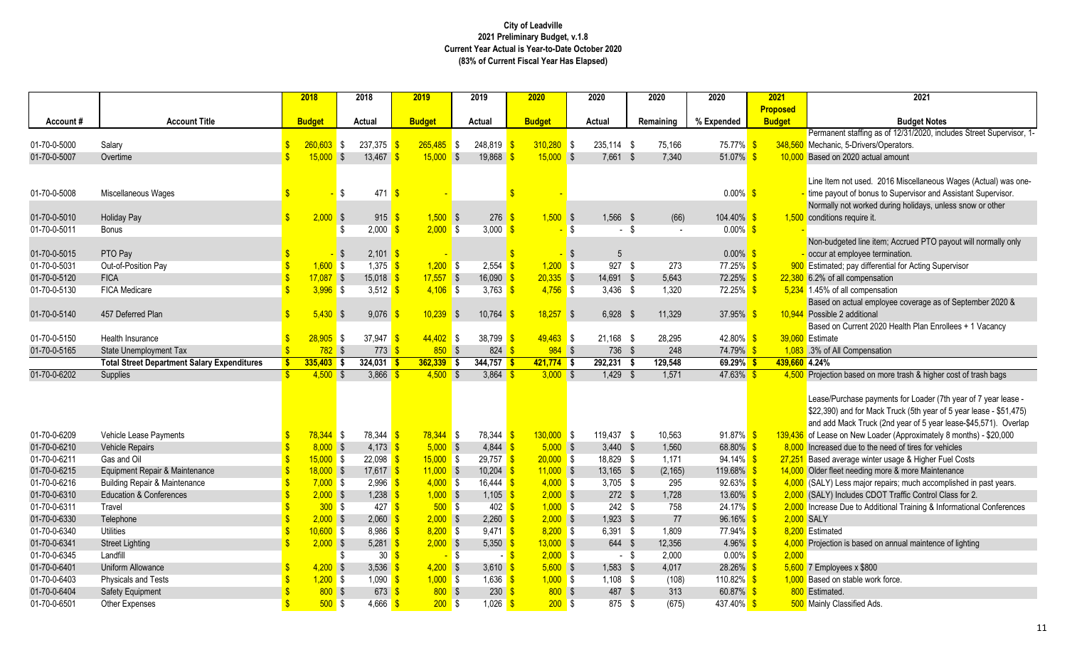**City of Leadville**
**2021 Preliminary Budget, v.1.8**
**Current Year Actual is Year-to-Date October 2020**
**(83% of Current Fiscal Year Has Elapsed)**

| Account # | Account Title | 2018 Budget | 2018 Actual | 2019 Budget | 2019 Actual | 2020 Budget | 2020 Actual | 2020 Remaining | 2020 % Expended | 2021 Proposed Budget | 2021 Budget Notes |
|---|---|---|---|---|---|---|---|---|---|---|---|
| 01-70-0-5000 | Salary | $ 260,603 | $ 237,375 | $ 265,485 | $ 248,819 | $ 310,280 | $ 235,114 | $ 75,166 | 75.77% | $ 348,560 | Permanent staffing as of 12/31/2020, includes Street Supervisor, 1-Mechanic, 5-Drivers/Operators. |
| 01-70-0-5007 | Overtime | $ 15,000 | $ 13,467 | $ 15,000 | $ 19,868 | $ 15,000 | $ 7,661 | $ 7,340 | 51.07% | $ 10,000 | Based on 2020 actual amount |
| 01-70-0-5008 | Miscellaneous Wages | $ - | $ 471 | $ - | | $ - | | | 0.00% | $ - | Line Item not used. 2016 Miscellaneous Wages (Actual) was one-time payout of bonus to Supervisor and Assistant Supervisor. |
| 01-70-0-5010 | Holiday Pay | $ 2,000 | $ 915 | $ 1,500 | $ 276 | $ 1,500 | $ 1,566 | $ (66) | 104.40% | $ 1,500 | Normally not worked during holidays, unless snow or other conditions require it. |
| 01-70-0-5011 | Bonus | | $ 2,000 | $ 2,000 | $ 3,000 | $ - | $ - | $ - | 0.00% | $ - | |
| 01-70-0-5015 | PTO Pay | $ - | $ 2,101 | $ - | | $ - | $ 5 | | 0.00% | $ - | Non-budgeted line item; Accrued PTO payout will normally only occur at employee termination. |
| 01-70-0-5031 | Out-of-Position Pay | $ 1,600 | $ 1,375 | $ 1,200 | $ 2,554 | $ 1,200 | $ 927 | $ 273 | 77.25% | $ 900 | Estimated; pay differential for Acting Supervisor |
| 01-70-0-5120 | FICA | $ 17,087 | $ 15,018 | $ 17,557 | $ 16,090 | $ 20,335 | $ 14,691 | $ 5,643 | 72.25% | $ 22,380 | 6.2% of all compensation |
| 01-70-0-5130 | FICA Medicare | $ 3,996 | $ 3,512 | $ 4,106 | $ 3,763 | $ 4,756 | $ 3,436 | $ 1,320 | 72.25% | $ 5,234 | 1.45% of all compensation |
| 01-70-0-5140 | 457 Deferred Plan | $ 5,430 | $ 9,076 | $ 10,239 | $ 10,764 | $ 18,257 | $ 6,928 | $ 11,329 | 37.95% | $ 10,944 | Based on actual employee coverage as of September 2020 & Possible 2 additional |
| 01-70-0-5150 | Health Insurance | $ 28,905 | $ 37,947 | $ 44,402 | $ 38,799 | $ 49,463 | $ 21,168 | $ 28,295 | 42.80% | $ 39,060 | Based on Current 2020 Health Plan Enrollees + 1 Vacancy Estimate |
| 01-70-0-5165 | State Unemployment Tax | $ 782 | $ 773 | $ 850 | $ 824 | $ 984 | $ 736 | $ 248 | 74.79% | $ 1,083 | .3% of All Compensation |
| | **Total Street Department Salary Expenditures** | **$ 335,403** | **$ 324,031** | **$ 362,339** | **$ 344,757** | **$ 421,774** | **$ 292,231** | **$ 129,548** | **69.29%** | **$ 439,660** | **4.24%** |
| 01-70-0-6202 | Supplies | $ 4,500 | $ 3,866 | $ 4,500 | $ 3,864 | $ 3,000 | $ 1,429 | $ 1,571 | 47.63% | $ 4,500 | Projection based on more trash & higher cost of trash bags |
| 01-70-0-6209 | Vehicle Lease Payments | $ 78,344 | $ 78,344 | $ 78,344 | $ 78,344 | $ 130,000 | $ 119,437 | $ 10,563 | 91.87% | $ 139,436 | Lease/Purchase payments for Loader (7th year of 7 year lease - $22,390) and for Mack Truck (5th year of 5 year lease - $51,475) and add Mack Truck (2nd year of 5 year lease-$45,571). Overlap of Lease on New Loader (Approximately 8 months) - $20,000 |
| 01-70-0-6210 | Vehicle Repairs | $ 8,000 | $ 4,173 | $ 5,000 | $ 4,844 | $ 5,000 | $ 3,440 | $ 1,560 | 68.80% | $ 8,000 | Increased due to the need of tires for vehicles |
| 01-70-0-6211 | Gas and Oil | $ 15,000 | $ 22,098 | $ 15,000 | $ 29,757 | $ 20,000 | $ 18,829 | $ 1,171 | 94.14% | $ 27,251 | Based average winter usage & Higher Fuel Costs |
| 01-70-0-6215 | Equipment Repair & Maintenance | $ 18,000 | $ 17,617 | $ 11,000 | $ 10,204 | $ 11,000 | $ 13,165 | $ (2,165) | 119.68% | $ 14,000 | Older fleet needing more & more Maintenance |
| 01-70-0-6216 | Building Repair & Maintenance | $ 7,000 | $ 2,996 | $ 4,000 | $ 16,444 | $ 4,000 | $ 3,705 | $ 295 | 92.63% | $ 4,000 | (SALY) Less major repairs; much accomplished in past years. |
| 01-70-0-6310 | Education & Conferences | $ 2,000 | $ 1,238 | $ 1,000 | $ 1,105 | $ 2,000 | $ 272 | $ 1,728 | 13.60% | $ 2,000 | (SALY) Includes CDOT Traffic Control Class for 2. |
| 01-70-0-6311 | Travel | $ 300 | $ 427 | $ 500 | $ 402 | $ 1,000 | $ 242 | $ 758 | 24.17% | $ 2,000 | Increase Due to Additional Training & Informational Conferences |
| 01-70-0-6330 | Telephone | $ 2,000 | $ 2,060 | $ 2,000 | $ 2,260 | $ 2,000 | $ 1,923 | $ 77 | 96.16% | $ 2,000 | SALY |
| 01-70-0-6340 | Utilities | $ 10,600 | $ 8,986 | $ 8,200 | $ 9,471 | $ 8,200 | $ 6,391 | $ 1,809 | 77.94% | $ 8,200 | Estimated |
| 01-70-0-6341 | Street Lighting | $ 2,000 | $ 5,281 | $ 2,000 | $ 5,350 | $ 13,000 | $ 644 | $ 12,356 | 4.96% | $ 4,000 | Projection is based on annual maintence of lighting |
| 01-70-0-6345 | Landfill | | $ 30 | $ - | $ - | $ 2,000 | $ - | $ 2,000 | 0.00% | $ 2,000 | |
| 01-70-0-6401 | Uniform Allowance | $ 4,200 | $ 3,536 | $ 4,200 | $ 3,610 | $ 5,600 | $ 1,583 | $ 4,017 | 28.26% | $ 5,600 | 7 Employees x $800 |
| 01-70-0-6403 | Physicals and Tests | $ 1,200 | $ 1,090 | $ 1,000 | $ 1,636 | $ 1,000 | $ 1,108 | $ (108) | 110.82% | $ 1,000 | Based on stable work force. |
| 01-70-0-6404 | Safety Equipment | $ 800 | $ 673 | $ 800 | $ 230 | $ 800 | $ 487 | $ 313 | 60.87% | $ 800 | Estimated. |
| 01-70-0-6501 | Other Expenses | $ 500 | $ 4,666 | $ 200 | $ 1,026 | $ 200 | $ 875 | $ (675) | 437.40% | $ 500 | Mainly Classified Ads. |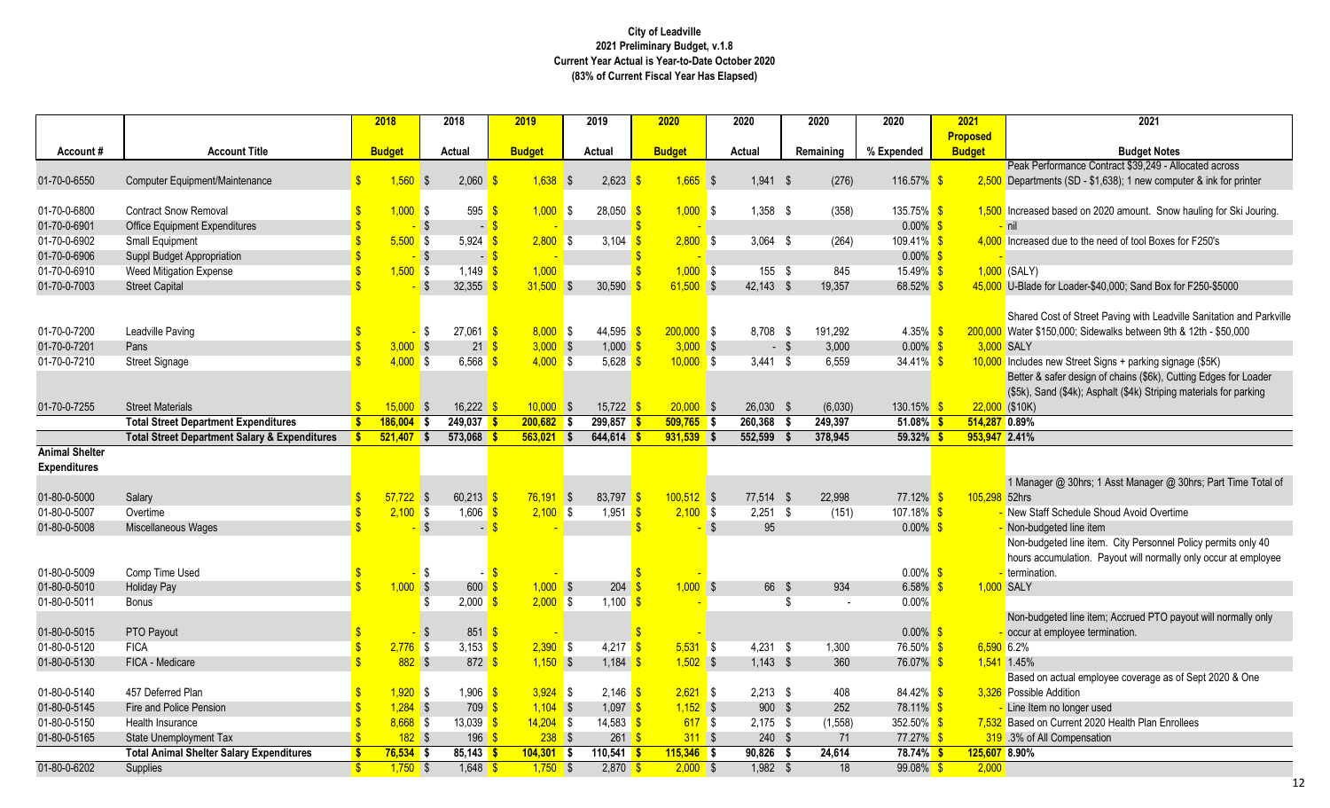**City of Leadville**
**2021 Preliminary Budget, v.1.8**
**Current Year Actual is Year-to-Date October 2020**
**(83% of Current Fiscal Year Has Elapsed)**

| Account # | Account Title | 2018 Budget | 2018 Actual | 2019 Budget | 2019 Actual | 2020 Budget | 2020 Actual | 2020 Remaining | 2020 % Expended | 2021 Proposed Budget | 2021 Budget Notes |
|---|---|---|---|---|---|---|---|---|---|---|---|
| 01-70-0-6550 | Computer Equipment/Maintenance | $ 1,560 | $ 2,060 | $ 1,638 | $ 2,623 | $ 1,665 | $ 1,941 | $ (276) | 116.57% | $ 2,500 | Peak Performance Contract $39,249 - Allocated across Departments (SD - $1,638); 1 new computer & ink for printer |
| 01-70-0-6800 | Contract Snow Removal | $ 1,000 | $ 595 | $ 1,000 | $ 28,050 | $ 1,000 | $ 1,358 | $ (358) | 135.75% | $ 1,500 | Increased based on 2020 amount. Snow hauling for Ski Jouring. |
| 01-70-0-6901 | Office Equipment Expenditures | $ - | $ - | $ - | | $ - | | | 0.00% | $ - | nil |
| 01-70-0-6902 | Small Equipment | $ 5,500 | $ 5,924 | $ 2,800 | $ 3,104 | $ 2,800 | $ 3,064 | $ (264) | 109.41% | $ 4,000 | Increased due to the need of tool Boxes for F250's |
| 01-70-0-6906 | Suppl Budget Appropriation | $ - | $ - | $ - | | $ - | | | 0.00% | $ - | |
| 01-70-0-6910 | Weed Mitigation Expense | $ 1,500 | $ 1,149 | $ 1,000 | | $ 1,000 | $ 155 | $ 845 | 15.49% | $ 1,000 | (SALY) |
| 01-70-0-7003 | Street Capital | $ - | $ 32,355 | $ 31,500 | $ 30,590 | $ 61,500 | $ 42,143 | $ 19,357 | 68.52% | $ 45,000 | U-Blade for Loader-$40,000; Sand Box for F250-$5000 |
| 01-70-0-7200 | Leadville Paving | $ - | $ 27,061 | $ 8,000 | $ 44,595 | $ 200,000 | $ 8,708 | $ 191,292 | 4.35% | $ 200,000 | Shared Cost of Street Paving with Leadville Sanitation and Parkville Water $150,000; Sidewalks between 9th & 12th - $50,000 |
| 01-70-0-7201 | Pans | $ 3,000 | $ 21 | $ 3,000 | $ 1,000 | $ 3,000 | $ - | $ 3,000 | 0.00% | $ 3,000 | SALY |
| 01-70-0-7210 | Street Signage | $ 4,000 | $ 6,568 | $ 4,000 | $ 5,628 | $ 10,000 | $ 3,441 | $ 6,559 | 34.41% | $ 10,000 | Includes new Street Signs + parking signage ($5K) |
| 01-70-0-7255 | Street Materials | $ 15,000 | $ 16,222 | $ 10,000 | $ 15,722 | $ 20,000 | $ 26,030 | $ (6,030) | 130.15% | $ 22,000 | Better & safer design of chains ($6k), Cutting Edges for Loader ($5k), Sand ($4k); Asphalt ($4k) Striping materials for parking ($10K) |
| | **Total Street Department Expenditures** | **$ 186,004** | **$ 249,037** | **$ 200,682** | **$ 299,857** | **$ 509,765** | **$ 260,368** | **$ 249,397** | **51.08%** | **$ 514,287** | **0.89%** |
| | **Total Street Department Salary & Expenditures** | **$ 521,407** | **$ 573,068** | **$ 563,021** | **$ 644,614** | **$ 931,539** | **$ 552,599** | **$ 378,945** | **59.32%** | **$ 953,947** | **2.41%** |
| **Animal Shelter Expenditures** | | | | | | | | | | | |
| 01-80-0-5000 | Salary | $ 57,722 | $ 60,213 | $ 76,191 | $ 83,797 | $ 100,512 | $ 77,514 | $ 22,998 | 77.12% | $ 105,298 | 1 Manager @ 30hrs; 1 Asst Manager @ 30hrs; Part Time Total of 52hrs |
| 01-80-0-5007 | Overtime | $ 2,100 | $ 1,606 | $ 2,100 | $ 1,951 | $ 2,100 | $ 2,251 | $ (151) | 107.18% | $ - | New Staff Schedule Shoud Avoid Overtime |
| 01-80-0-5008 | Miscellaneous Wages | $ - | $ - | $ - | | $ - | $ 95 | | 0.00% | $ - | Non-budgeted line item |
| 01-80-0-5009 | Comp Time Used | $ - | $ - | $ - | | $ - | | | 0.00% | $ - | Non-budgeted line item. City Personnel Policy permits only 40 hours accumulation. Payout will normally only occur at employee termination. |
| 01-80-0-5010 | Holiday Pay | $ 1,000 | $ 600 | $ 1,000 | $ 204 | $ 1,000 | $ 66 | $ 934 | 6.58% | $ 1,000 | SALY |
| 01-80-0-5011 | Bonus | | $ 2,000 | $ 2,000 | $ 1,100 | $ - | | $ - | 0.00% | | |
| 01-80-0-5015 | PTO Payout | $ - | $ 851 | $ - | | $ - | | | 0.00% | $ - | Non-budgeted line item; Accrued PTO payout will normally only occur at employee termination. |
| 01-80-0-5120 | FICA | $ 2,776 | $ 3,153 | $ 2,390 | $ 4,217 | $ 5,531 | $ 4,231 | $ 1,300 | 76.50% | $ 6,590 | 6.2% |
| 01-80-0-5130 | FICA - Medicare | $ 882 | $ 872 | $ 1,150 | $ 1,184 | $ 1,502 | $ 1,143 | $ 360 | 76.07% | $ 1,541 | 1.45% |
| 01-80-0-5140 | 457 Deferred Plan | $ 1,920 | $ 1,906 | $ 3,924 | $ 2,146 | $ 2,621 | $ 2,213 | $ 408 | 84.42% | $ 3,326 | Based on actual employee coverage as of Sept 2020 & One Possible Addition |
| 01-80-0-5145 | Fire and Police Pension | $ 1,284 | $ 709 | $ 1,104 | $ 1,097 | $ 1,152 | $ 900 | $ 252 | 78.11% | $ - | Line Item no longer used |
| 01-80-0-5150 | Health Insurance | $ 8,668 | $ 13,039 | $ 14,204 | $ 14,583 | $ 617 | $ 2,175 | $ (1,558) | 352.50% | $ 7,532 | Based on Current 2020 Health Plan Enrollees |
| 01-80-0-5165 | State Unemployment Tax | $ 182 | $ 196 | $ 238 | $ 261 | $ 311 | $ 240 | $ 71 | 77.27% | $ 319 | .3% of All Compensation |
| | **Total Animal Shelter Salary Expenditures** | **$ 76,534** | **$ 85,143** | **$ 104,301** | **$ 110,541** | **$ 115,346** | **$ 90,826** | **$ 24,614** | **78.74%** | **$ 125,607** | **8.90%** |
| 01-80-0-6202 | Supplies | $ 1,750 | $ 1,648 | $ 1,750 | $ 2,870 | $ 2,000 | $ 1,982 | $ 18 | 99.08% | $ 2,000 | |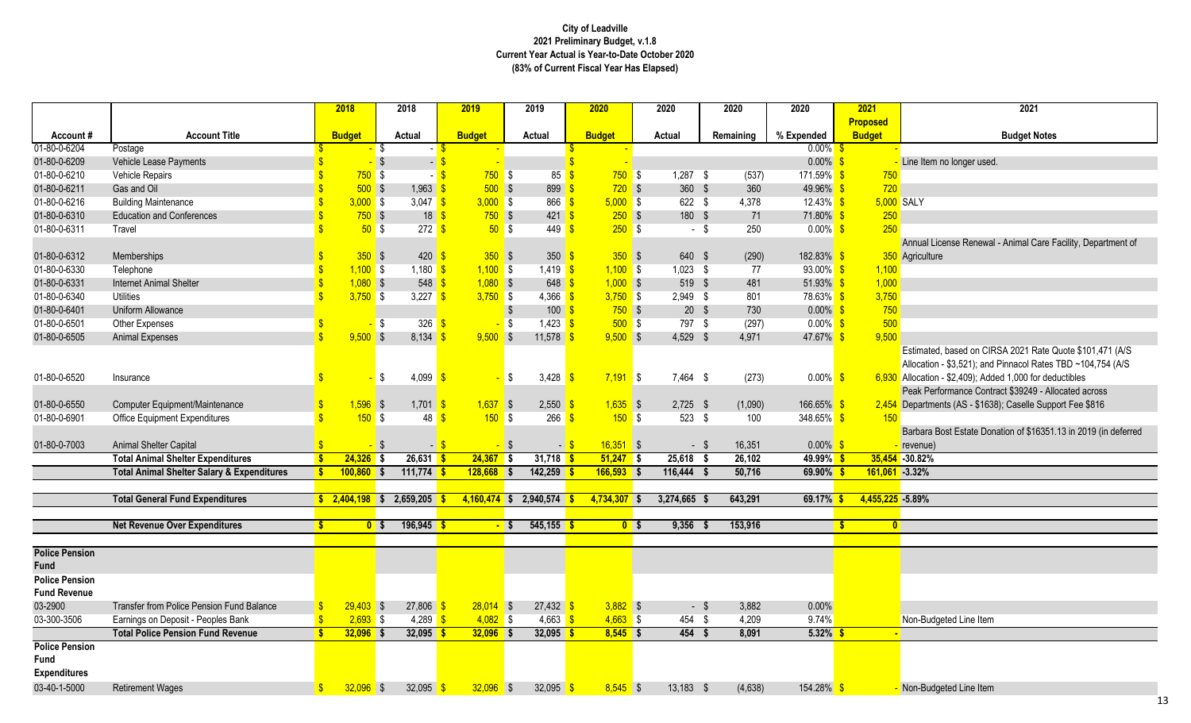# City of Leadville
## 2021 Preliminary Budget, v.1.8
### Current Year Actual is Year-to-Date October 2020
### (83% of Current Fiscal Year Has Elapsed)

| Account # | Account Title | 2018 Budget | 2018 Actual | 2019 Budget | 2019 Actual | 2020 Budget | 2020 Actual | 2020 Remaining | 2020 % Expended | 2021 Proposed Budget | 2021 Budget Notes |
|---|---|---|---|---|---|---|---|---|---|---|---|
| 01-80-0-6204 | Postage | $ - | $ - | $ - | | $ - | | | 0.00% | $ - | |
| 01-80-0-6209 | Vehicle Lease Payments | $ - | $ - | $ - | | $ - | | | 0.00% | $ - | Line Item no longer used. |
| 01-80-0-6210 | Vehicle Repairs | $ 750 | $ - | $ 750 | $ 85 | $ 750 | $ 1,287 | $ (537) | 171.59% | $ 750 | |
| 01-80-0-6211 | Gas and Oil | $ 500 | $ 1,963 | $ 500 | $ 899 | $ 720 | $ 360 | $ 360 | 49.96% | $ 720 | |
| 01-80-0-6216 | Building Maintenance | $ 3,000 | $ 3,047 | $ 3,000 | $ 866 | $ 5,000 | $ 622 | $ 4,378 | 12.43% | $ 5,000 | SALY |
| 01-80-0-6310 | Education and Conferences | $ 750 | $ 18 | $ 750 | $ 421 | $ 250 | $ 180 | $ 71 | 71.80% | $ 250 | |
| 01-80-0-6311 | Travel | $ 50 | $ 272 | $ 50 | $ 449 | $ 250 | $ - | $ 250 | 0.00% | $ 250 | |
| 01-80-0-6312 | Memberships | $ 350 | $ 420 | $ 350 | $ 350 | $ 350 | $ 640 | $ (290) | 182.83% | $ 350 | Annual License Renewal - Animal Care Facility, Department of Agriculture |
| 01-80-0-6330 | Telephone | $ 1,100 | $ 1,180 | $ 1,100 | $ 1,419 | $ 1,100 | $ 1,023 | $ 77 | 93.00% | $ 1,100 | |
| 01-80-0-6331 | Internet Animal Shelter | $ 1,080 | $ 548 | $ 1,080 | $ 648 | $ 1,000 | $ 519 | $ 481 | 51.93% | $ 1,000 | |
| 01-80-0-6340 | Utilities | $ 3,750 | $ 3,227 | $ 3,750 | $ 4,366 | $ 3,750 | $ 2,949 | $ 801 | 78.63% | $ 3,750 | |
| 01-80-0-6401 | Uniform Allowance | | | | $ 100 | $ 750 | $ 20 | $ 730 | 0.00% | $ 750 | |
| 01-80-0-6501 | Other Expenses | $ - | $ 326 | $ - | $ 1,423 | $ 500 | $ 797 | $ (297) | 0.00% | $ 500 | |
| 01-80-0-6505 | Animal Expenses | $ 9,500 | $ 8,134 | $ 9,500 | $ 11,578 | $ 9,500 | $ 4,529 | $ 4,971 | 47.67% | $ 9,500 | |
| 01-80-0-6520 | Insurance | $ - | $ 4,099 | $ - | $ 3,428 | $ 7,191 | $ 7,464 | $ (273) | 0.00% | $ 6,930 | Estimated, based on CIRSA 2021 Rate Quote $101,471 (A/S Allocation - $3,521); and Pinnacol Rates TBD ~104,754 (A/S Allocation - $2,409); Added 1,000 for deductibles |
| 01-80-0-6550 | Computer Equipment/Maintenance | $ 1,596 | $ 1,701 | $ 1,637 | $ 2,550 | $ 1,635 | $ 2,725 | $ (1,090) | 166.65% | $ 2,454 | Peak Performance Contract $39249 - Allocated across Departments (AS - $1638); Caselle Support Fee $816 |
| 01-80-0-6901 | Office Equipment Expenditures | $ 150 | $ 48 | $ 150 | $ 266 | $ 150 | $ 523 | $ 100 | 348.65% | $ 150 | |
| 01-80-0-7003 | Animal Shelter Capital | $ - | $ - | $ - | $ - | $ 16,351 | $ - | $ 16,351 | 0.00% | $ - | Barbara Bost Estate Donation of $16351.13 in 2019 (in deferred revenue) |
| | **Total Animal Shelter Expenditures** | **$ 24,326** | **$ 26,631** | **$ 24,367** | **$ 31,718** | **$ 51,247** | **$ 25,618** | **$ 26,102** | **49.99%** | **$ 35,454** | **-30.82%** |
| | **Total Animal Shelter Salary & Expenditures** | **$ 100,860** | **$ 111,774** | **$ 128,668** | **$ 142,259** | **$ 166,593** | **$ 116,444** | **$ 50,716** | **69.90%** | **$ 161,061** | **-3.32%** |
| | | | | | | | | | | | |
| | **Total General Fund Expenditures** | **$ 2,404,198** | **$ 2,659,205** | **$ 4,160,474** | **$ 2,940,574** | **$ 4,734,307** | **$ 3,274,665** | **$ 643,291** | **69.17%** | **$ 4,455,225** | **-5.89%** |
| | | | | | | | | | | | |
| | **Net Revenue Over Expenditures** | **$ 0** | **$ 196,945** | **$ -** | **$ 545,155** | **$ 0** | **$ 9,356** | **$ 153,916** | | **$ 0** | |
| | | | | | | | | | | | |
| **Police Pension Fund** | | | | | | | | | | | |
| **Police Pension Fund Revenue** | | | | | | | | | | | |
| 03-2900 | Transfer from Police Pension Fund Balance | $ 29,403 | $ 27,806 | $ 28,014 | $ 27,432 | $ 3,882 | $ - | $ 3,882 | 0.00% | | |
| 03-300-3506 | Earnings on Deposit - Peoples Bank | $ 2,693 | $ 4,289 | $ 4,082 | $ 4,663 | $ 4,663 | $ 454 | $ 4,209 | 9.74% | | Non-Budgeted Line Item |
| | **Total Police Pension Fund Revenue** | **$ 32,096** | **$ 32,095** | **$ 32,096** | **$ 32,095** | **$ 8,545** | **$ 454** | **$ 8,091** | **5.32%** | **$ -** | |
| **Police Pension Fund Expenditures** | | | | | | | | | | | |
| 03-40-1-5000 | Retirement Wages | $ 32,096 | $ 32,095 | $ 32,096 | $ 32,095 | $ 8,545 | $ 13,183 | $ (4,638) | 154.28% | $ - | Non-Budgeted Line Item |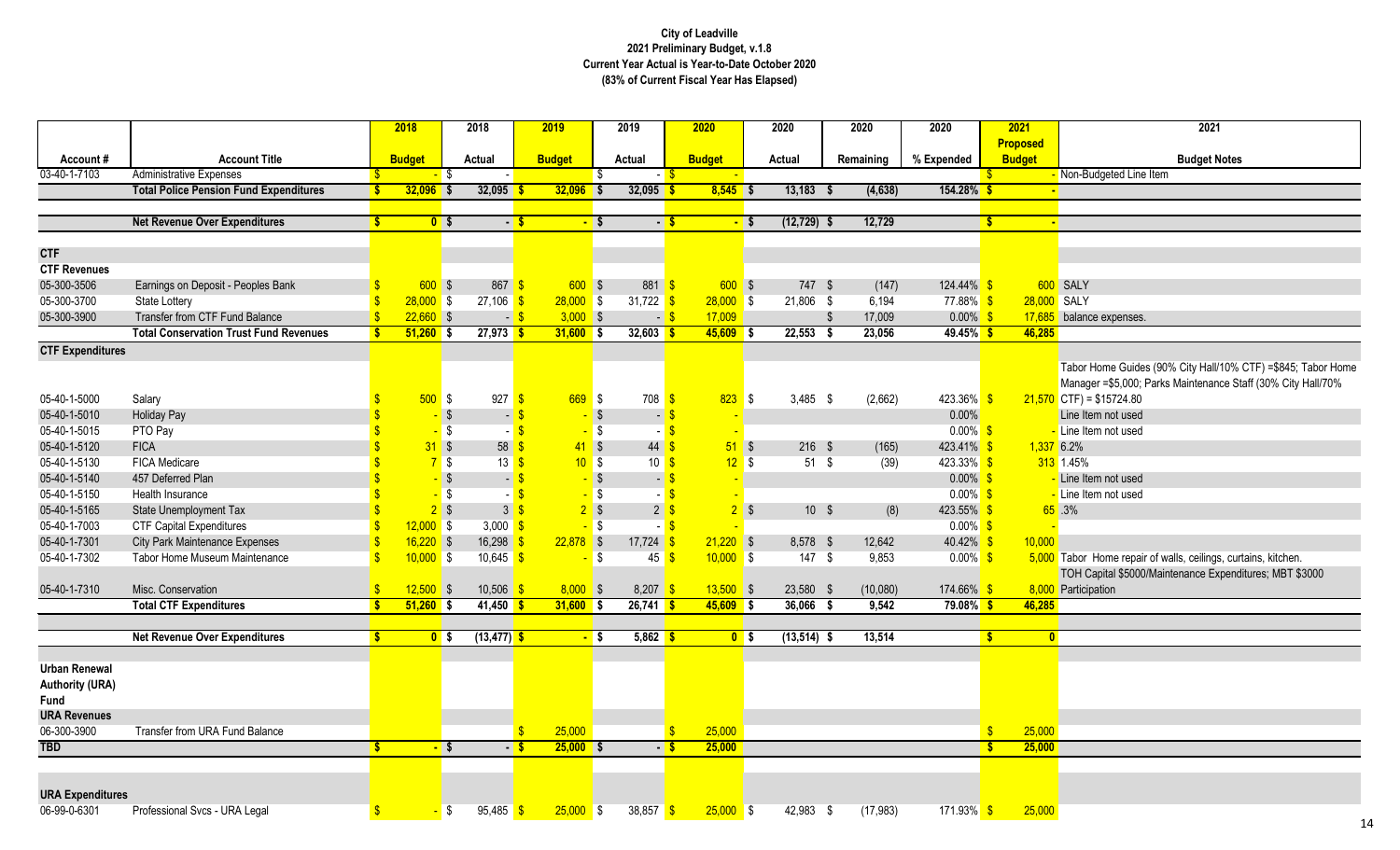# City of Leadville
## 2021 Preliminary Budget, v.1.8
### Current Year Actual is Year-to-Date October 2020
### (83% of Current Fiscal Year Has Elapsed)

| Account # | Account Title | 2018 Budget | 2018 Actual | 2019 Budget | 2019 Actual | 2020 Budget | 2020 Actual | 2020 Remaining | 2020 % Expended | 2021 Proposed Budget | 2021 Budget Notes |
|---|---|---|---|---|---|---|---|---|---|---|---|
| 03-40-1-7103 | Administrative Expenses | $ - | $ - | | $ - | $ - | | | | $ - | Non-Budgeted Line Item |
| | **Total Police Pension Fund Expenditures** | **$ 32,096** | **$ 32,095** | **$ 32,096** | **$ 32,095** | **$ 8,545** | **$ 13,183** | **$ (4,638)** | **154.28%** | **$ -** | |
| | | | | | | | | | | | |
| | **Net Revenue Over Expenditures** | **$ 0** | **$ -** | **$ -** | **$ -** | **$ -** | **$ (12,729)** | **$ 12,729** | | **$ -** | |
| | | | | | | | | | | | |
| **CTF** | | | | | | | | | | | |
| **CTF Revenues** | | | | | | | | | | | |
| 05-300-3506 | Earnings on Deposit - Peoples Bank | $ 600 | $ 867 | $ 600 | $ 881 | $ 600 | $ 747 | $ (147) | 124.44% | $ 600 | SALY |
| 05-300-3700 | State Lottery | $ 28,000 | $ 27,106 | $ 28,000 | $ 31,722 | $ 28,000 | $ 21,806 | $ 6,194 | 77.88% | $ 28,000 | SALY |
| 05-300-3900 | Transfer from CTF Fund Balance | $ 22,660 | $ - | $ 3,000 | $ - | $ 17,009 | | $ 17,009 | 0.00% | $ 17,685 | balance expenses. |
| | **Total Conservation Trust Fund Revenues** | **$ 51,260** | **$ 27,973** | **$ 31,600** | **$ 32,603** | **$ 45,609** | **$ 22,553** | **$ 23,056** | **49.45%** | **$ 46,285** | |
| **CTF Expenditures** | | | | | | | | | | | |
| 05-40-1-5000 | Salary | $ 500 | $ 927 | $ 669 | $ 708 | $ 823 | $ 3,485 | $ (2,662) | 423.36% | $ 21,570 | Tabor Home Guides (90% City Hall/10% CTF) =$845; Tabor Home Manager =$5,000; Parks Maintenance Staff (30% City Hall/70% CTF) = $15724.80 |
| 05-40-1-5010 | Holiday Pay | $ - | $ - | $ - | $ - | $ - | | | 0.00% | | Line Item not used |
| 05-40-1-5015 | PTO Pay | $ - | $ - | $ - | $ - | $ - | | | 0.00% | $ - | Line Item not used |
| 05-40-1-5120 | FICA | $ 31 | $ 58 | $ 41 | $ 44 | $ 51 | $ 216 | $ (165) | 423.41% | $ 1,337 | 6.2% |
| 05-40-1-5130 | FICA Medicare | $ 7 | $ 13 | $ 10 | $ 10 | $ 12 | $ 51 | $ (39) | 423.33% | $ 313 | 1.45% |
| 05-40-1-5140 | 457 Deferred Plan | $ - | $ - | $ - | $ - | $ - | | | 0.00% | $ - | Line Item not used |
| 05-40-1-5150 | Health Insurance | $ - | $ - | $ - | $ - | $ - | | | 0.00% | $ - | Line Item not used |
| 05-40-1-5165 | State Unemployment Tax | $ 2 | $ 3 | $ 2 | $ 2 | $ 2 | $ 10 | $ (8) | 423.55% | $ 65 | .3% |
| 05-40-1-7003 | CTF Capital Expenditures | $ 12,000 | $ 3,000 | $ - | $ - | $ - | | | 0.00% | $ - | |
| 05-40-1-7301 | City Park Maintenance Expenses | $ 16,220 | $ 16,298 | $ 22,878 | $ 17,724 | $ 21,220 | $ 8,578 | $ 12,642 | 40.42% | $ 10,000 | |
| 05-40-1-7302 | Tabor Home Museum Maintenance | $ 10,000 | $ 10,645 | $ - | $ 45 | $ 10,000 | $ 147 | $ 9,853 | 0.00% | $ 5,000 | Tabor Home repair of walls, ceilings, curtains, kitchen. |
| 05-40-1-7310 | Misc. Conservation | $ 12,500 | $ 10,506 | $ 8,000 | $ 8,207 | $ 13,500 | $ 23,580 | $ (10,080) | 174.66% | $ 8,000 | TOH Capital $5000/Maintenance Expenditures; MBT $3000 Participation |
| | **Total CTF Expenditures** | **$ 51,260** | **$ 41,450** | **$ 31,600** | **$ 26,741** | **$ 45,609** | **$ 36,066** | **$ 9,542** | **79.08%** | **$ 46,285** | |
| | | | | | | | | | | | |
| | **Net Revenue Over Expenditures** | **$ 0** | **$ (13,477)** | **$ -** | **$ 5,862** | **$ 0** | **$ (13,514)** | **$ 13,514** | | **$ 0** | |
| | | | | | | | | | | | |
| **Urban Renewal Authority (URA) Fund** | | | | | | | | | | | |
| **URA Revenues** | | | | | | | | | | | |
| 06-300-3900 | Transfer from URA Fund Balance | | | $ 25,000 | | $ 25,000 | | | | $ 25,000 | |
| **TBD** | | **$ -** | **$ -** | **$ 25,000** | **$ -** | **$ 25,000** | | | | **$ 25,000** | |
| | | | | | | | | | | | |
| **URA Expenditures** | | | | | | | | | | | |
| 06-99-0-6301 | Professional Svcs - URA Legal | $ - | $ 95,485 | $ 25,000 | $ 38,857 | $ 25,000 | $ 42,983 | $ (17,983) | 171.93% | $ 25,000 | |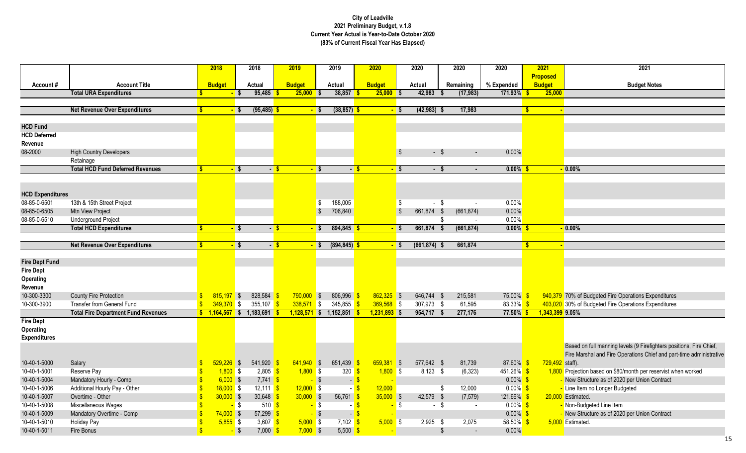**City of Leadville**
**2021 Preliminary Budget, v.1.8**
**Current Year Actual is Year-to-Date October 2020**
**(83% of Current Fiscal Year Has Elapsed)**

| Account # | Account Title | 2018 Budget | 2018 Actual | 2019 Budget | 2019 Actual | 2020 Budget | 2020 Actual | 2020 Remaining | 2020 % Expended | 2021 Proposed Budget | 2021 Budget Notes |
|---|---|---|---|---|---|---|---|---|---|---|---|
| | **Total URA Expenditures** | **$ -** | **$ 95,485** | **$ 25,000** | **$ 38,857** | **$ 25,000** | **$ 42,983** | **$ (17,983)** | **171.93%** | **$ 25,000** | |
| | | | | | | | | | | | |
| | **Net Revenue Over Expenditures** | **$ -** | **$ (95,485)** | **$ -** | **$ (38,857)** | **$ -** | **$ (42,983)** | **$ 17,983** | | **$ -** | |
| | | | | | | | | | | | |
| **HCD Fund** | | | | | | | | | | | |
| **HCD Deferred Revenue** | | | | | | | | | | | |
| 08-2000 | High Country Developers Retainage | | | | | | $ - | $ - | 0.00% | | |
| | **Total HCD Fund Deferred Revenues** | **$ -** | **$ -** | **$ -** | **$ -** | **$ -** | **$ -** | **$ -** | **0.00%** | **$ -** | **0.00%** |
| | | | | | | | | | | | |
| **HCD Expenditures** | | | | | | | | | | | |
| 08-85-0-6501 | 13th & 15th Street Project | | | | $ 188,005 | | $ - | $ - | 0.00% | | |
| 08-85-0-6505 | Mtn View Project | | | | $ 706,840 | | $ 661,874 | $ (661,874) | 0.00% | | |
| 08-85-0-6510 | Underground Project | | | | | | | $ - | 0.00% | | |
| | **Total HCD Expenditures** | **$ -** | **$ -** | **$ -** | **$ 894,845** | **$ -** | **$ 661,874** | **$ (661,874)** | **0.00%** | **$ -** | **0.00%** |
| | | | | | | | | | | | |
| | **Net Revenue Over Expenditures** | **$ -** | **$ -** | **$ -** | **$ (894,845)** | **$ -** | **$ (661,874)** | **$ 661,874** | | **$ -** | |
| | | | | | | | | | | | |
| **Fire Dept Fund** | | | | | | | | | | | |
| **Fire Dept Operating Revenue** | | | | | | | | | | | |
| 10-300-3300 | County Fire Protection | $ 815,197 | $ 828,584 | $ 790,000 | $ 806,996 | $ 862,325 | $ 646,744 | $ 215,581 | 75.00% | $ 940,379 | 70% of Budgeted Fire Operations Expenditures |
| 10-300-3900 | Transfer from General Fund | $ 349,370 | $ 355,107 | $ 338,571 | $ 345,855 | $ 369,568 | $ 307,973 | $ 61,595 | 83.33% | $ 403,020 | 30% of Budgeted Fire Operations Expenditures |
| | **Total Fire Department Fund Revenues** | **$ 1,164,567** | **$ 1,183,691** | **$ 1,128,571** | **$ 1,152,851** | **$ 1,231,893** | **$ 954,717** | **$ 277,176** | **77.50%** | **$ 1,343,399** | **9.05%** |
| **Fire Dept Operating Expenditures** | | | | | | | | | | | |
| 10-40-1-5000 | Salary | $ 529,226 | $ 541,920 | $ 641,940 | $ 651,439 | $ 659,381 | $ 577,642 | $ 81,739 | 87.60% | $ 729,492 | Based on full manning levels (9 Firefighters positions, Fire Chief, Fire Marshal and Fire Operations Chief and part-time administrative staff). |
| 10-40-1-5001 | Reserve Pay | $ 1,800 | $ 2,805 | $ 1,800 | $ 320 | $ 1,800 | $ 8,123 | $ (6,323) | 451.26% | $ 1,800 | Projection based on $80/month per reservist when worked |
| 10-40-1-5004 | Mandatory Hourly - Comp | $ 6,000 | $ 7,741 | $ - | $ - | $ - | | | 0.00% | $ - | New Structure as of 2020 per Union Contract |
| 10-40-1-5006 | Additional Hourly Pay - Other | $ 18,000 | $ 12,111 | $ 12,000 | $ - | $ 12,000 | | $ 12,000 | 0.00% | $ - | Line Item no Longer Budgeted |
| 10-40-1-5007 | Overtime - Other | $ 30,000 | $ 30,648 | $ 30,000 | $ 56,761 | $ 35,000 | $ 42,579 | $ (7,579) | 121.66% | $ 20,000 | Estimated. |
| 10-40-1-5008 | Miscellaneous Wages | $ - | $ 510 | $ - | $ - | $ - | $ - | $ - | 0.00% | $ - | Non-Budgeted Line Item |
| 10-40-1-5009 | Mandatory Overtime - Comp | $ 74,000 | $ 57,299 | $ - | $ - | $ - | | | 0.00% | $ - | New Structure as of 2020 per Union Contract |
| 10-40-1-5010 | Holiday Pay | $ 5,855 | $ 3,607 | $ 5,000 | $ 7,102 | $ 5,000 | $ 2,925 | $ 2,075 | 58.50% | $ 5,000 | Estimated. |
| 10-40-1-5011 | Fire Bonus | $ - | $ 7,000 | $ 7,000 | $ 5,500 | $ - | | $ - | 0.00% | | |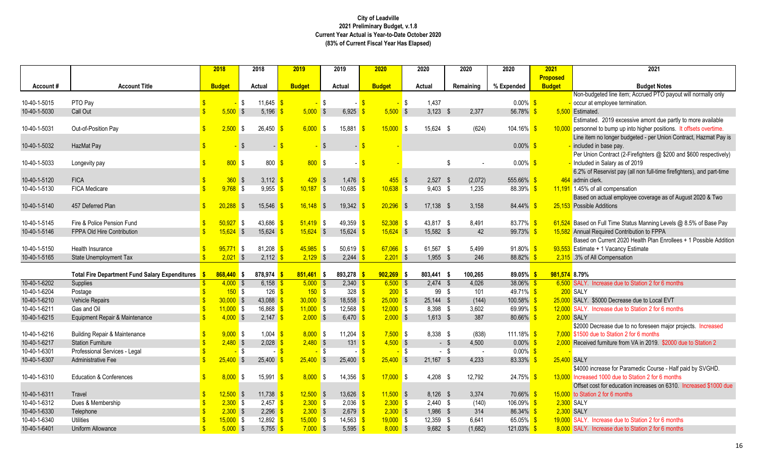**City of Leadville**
**2021 Preliminary Budget, v.1.8**
**Current Year Actual is Year-to-Date October 2020**
**(83% of Current Fiscal Year Has Elapsed)**

| Account # | Account Title | 2018 Budget | 2018 Actual | 2019 Budget | 2019 Actual | 2020 Budget | 2020 Actual | 2020 Remaining | 2020 % Expended | 2021 Proposed Budget | 2021 Budget Notes |
|---|---|---|---|---|---|---|---|---|---|---|---|
| 10-40-1-5015 | PTO Pay | $ - | $ 11,645 | $ - | $ - | $ - | $ 1,437 | | 0.00% | $ - | Non-budgeted line item; Accrued PTO payout will normally only occur at employee termination. |
| 10-40-1-5030 | Call Out | $ 5,500 | $ 5,196 | $ 5,000 | $ 6,925 | $ 5,500 | $ 3,123 | $ 2,377 | 56.78% | $ 5,500 | Estimated. |
| 10-40-1-5031 | Out-of-Position Pay | $ 2,500 | $ 26,450 | $ 6,000 | $ 15,881 | $ 15,000 | $ 15,624 | $ (624) | 104.16% | $ 10,000 | Estimated. 2019 excessive amont due partly to more available personnel to bump up into higher positions. It offsets overtime. |
| 10-40-1-5032 | HazMat Pay | $ - | $ - | $ - | $ - | $ - | | | 0.00% | $ - | Line item no longer budgeted - per Union Contract, Hazmat Pay is included in base pay. |
| 10-40-1-5033 | Longevity pay | $ 800 | $ 800 | $ 800 | $ - | $ - | | $ - | 0.00% | $ - | Per Union Contract (2-Firefighters @ $200 and $600 respectively) Included in Salary as of 2019 |
| 10-40-1-5120 | FICA | $ 360 | $ 3,112 | $ 429 | $ 1,476 | $ 455 | $ 2,527 | $ (2,072) | 555.66% | $ 464 | 6.2% of Reservist pay (all non full-time firefighters), and part-time admin clerk. |
| 10-40-1-5130 | FICA Medicare | $ 9,768 | $ 9,955 | $ 10,187 | $ 10,685 | $ 10,638 | $ 9,403 | $ 1,235 | 88.39% | $ 11,191 | 1.45% of all compensation |
| 10-40-1-5140 | 457 Deferred Plan | $ 20,288 | $ 15,546 | $ 16,148 | $ 19,342 | $ 20,296 | $ 17,138 | $ 3,158 | 84.44% | $ 25,153 | Based on actual employee coverage as of August 2020 & Two Possible Additions |
| 10-40-1-5145 | Fire & Police Pension Fund | $ 50,927 | $ 43,686 | $ 51,419 | $ 49,359 | $ 52,308 | $ 43,817 | $ 8,491 | 83.77% | $ 61,524 | Based on Full Time Status Manning Levels @ 8.5% of Base Pay |
| 10-40-1-5146 | FPPA Old Hire Contribution | $ 15,624 | $ 15,624 | $ 15,624 | $ 15,624 | $ 15,624 | $ 15,582 | $ 42 | 99.73% | $ 15,582 | Annual Required Contribution to FPPA |
| 10-40-1-5150 | Health Insurance | $ 95,771 | $ 81,208 | $ 45,985 | $ 50,619 | $ 67,066 | $ 61,567 | $ 5,499 | 91.80% | $ 93,553 | Based on Current 2020 Health Plan Enrollees + 1 Possible Addition Estimate + 1 Vacancy Estimate |
| 10-40-1-5165 | State Unemployment Tax | $ 2,021 | $ 2,112 | $ 2,129 | $ 2,244 | $ 2,201 | $ 1,955 | $ 246 | 88.82% | $ 2,315 | .3% of All Compensation |
| | **Total Fire Department Fund Salary Expenditures** | **$ 868,440** | **$ 878,974** | **$ 851,461** | **$ 893,278** | **$ 902,269** | **$ 803,441** | **$ 100,265** | **89.05%** | **$ 981,574** | **8.79%** |
| 10-40-1-6202 | Supplies | $ 4,000 | $ 6,158 | $ 5,000 | $ 2,340 | $ 6,500 | $ 2,474 | $ 4,026 | 38.06% | $ 6,500 | SALY. Increase due to Station 2 for 6 months |
| 10-40-1-6204 | Postage | $ 150 | $ 126 | $ 150 | $ 328 | $ 200 | $ 99 | $ 101 | 49.71% | $ 200 | SALY |
| 10-40-1-6210 | Vehicle Repairs | $ 30,000 | $ 43,088 | $ 30,000 | $ 18,558 | $ 25,000 | $ 25,144 | $ (144) | 100.58% | $ 25,000 | SALY. $5000 Decrease due to Local EVT |
| 10-40-1-6211 | Gas and Oil | $ 11,000 | $ 16,868 | $ 11,000 | $ 12,568 | $ 12,000 | $ 8,398 | $ 3,602 | 69.99% | $ 12,000 | SALY. Increase due to Station 2 for 6 months |
| 10-40-1-6215 | Equipment Repair & Maintenance | $ 4,000 | $ 2,147 | $ 2,000 | $ 6,470 | $ 2,000 | $ 1,613 | $ 387 | 80.66% | $ 2,000 | SALY |
| 10-40-1-6216 | Building Repair & Maintenance | $ 9,000 | $ 1,004 | $ 8,000 | $ 11,204 | $ 7,500 | $ 8,338 | $ (838) | 111.18% | $ 7,000 | $2000 Decrease due to no foreseen major projects. Increased $1500 due to Station 2 for 6 months |
| 10-40-1-6217 | Station Furniture | $ 2,480 | $ 2,028 | $ 2,480 | $ 131 | $ 4,500 | $ - | $ 4,500 | 0.00% | $ 2,000 | Received furniture from VA in 2019. $2000 due to Station 2 |
| 10-40-1-6301 | Professional Services - Legal | $ - | $ - | $ - | $ - | $ - | $ - | $ - | 0.00% | $ - | |
| 10-40-1-6307 | Administrative Fee | $ 25,400 | $ 25,400 | $ 25,400 | $ 25,400 | $ 25,400 | $ 21,167 | $ 4,233 | 83.33% | $ 25,400 | SALY |
| 10-40-1-6310 | Education & Conferences | $ 8,000 | $ 15,991 | $ 8,000 | $ 14,356 | $ 17,000 | $ 4,208 | $ 12,792 | 24.75% | $ 13,000 | $4000 increase for Paramedic Course - Half paid by SVGHD. Increased 1000 due to Station 2 for 6 months |
| 10-40-1-6311 | Travel | $ 12,500 | $ 11,738 | $ 12,500 | $ 13,626 | $ 11,500 | $ 8,126 | $ 3,374 | 70.66% | $ 15,000 | Offset cost for education increases on 6310. Increased $1000 due to Station 2 for 6 months |
| 10-40-1-6312 | Dues & Membership | $ 2,300 | $ 2,457 | $ 2,300 | $ 2,036 | $ 2,300 | $ 2,440 | $ (140) | 106.09% | $ 2,300 | SALY |
| 10-40-1-6330 | Telephone | $ 2,300 | $ 2,296 | $ 2,300 | $ 2,679 | $ 2,300 | $ 1,986 | $ 314 | 86.34% | $ 2,300 | SALY |
| 10-40-1-6340 | Utilities | $ 15,000 | $ 12,892 | $ 15,000 | $ 14,563 | $ 19,000 | $ 12,359 | $ 6,641 | 65.05% | $ 19,000 | SALY. Increase due to Station 2 for 6 months |
| 10-40-1-6401 | Uniform Allowance | $ 5,000 | $ 5,755 | $ 7,000 | $ 5,595 | $ 8,000 | $ 9,682 | $ (1,682) | 121.03% | $ 8,000 | SALY. Increase due to Station 2 for 6 months |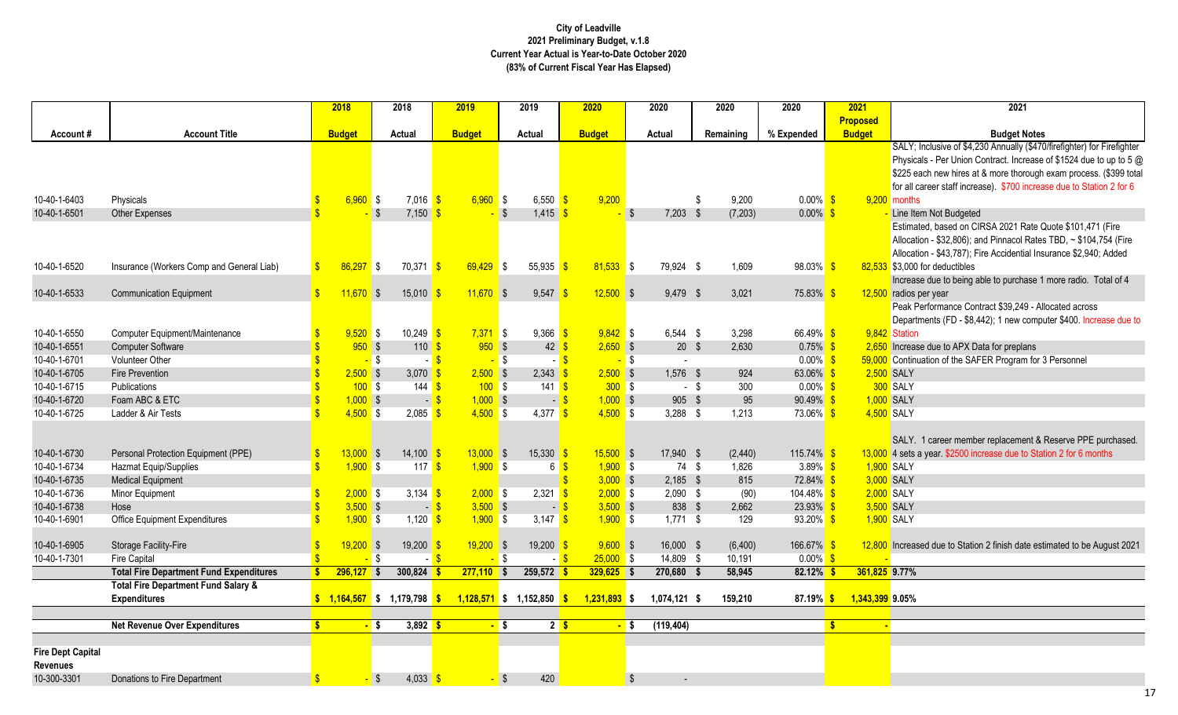**City of Leadville**
**2021 Preliminary Budget, v.1.8**
**Current Year Actual is Year-to-Date October 2020**
**(83% of Current Fiscal Year Has Elapsed)**

| Account # | Account Title | 2018 Budget | 2018 Actual | 2019 Budget | 2019 Actual | 2020 Budget | 2020 Actual | 2020 Remaining | 2020 % Expended | 2021 Proposed Budget | 2021 Budget Notes |
|---|---|---|---|---|---|---|---|---|---|---|---|
| 10-40-1-6403 | Physicals | $ 6,960 | $ 7,016 | $ 6,960 | $ 6,550 | $ 9,200 | | $ 9,200 | 0.00% | $ 9,200 | SALY; Inclusive of $4,230 Annually ($470/firefighter) for Firefighter Physicals - Per Union Contract. Increase of $1524 due to up to 5 @ $225 each new hires at & more thorough exam process. ($399 total for all career staff increase). $700 increase due to Station 2 for 6 months |
| 10-40-1-6501 | Other Expenses | $ - | $ 7,150 | $ - | $ 1,415 | $ - | $ 7,203 | $ (7,203) | 0.00% | $ - | Line Item Not Budgeted |
| 10-40-1-6520 | Insurance (Workers Comp and General Liab) | $ 86,297 | $ 70,371 | $ 69,429 | $ 55,935 | $ 81,533 | $ 79,924 | $ 1,609 | 98.03% | $ 82,533 | Estimated, based on CIRSA 2021 Rate Quote $101,471 (Fire Allocation - $32,806); and Pinnacol Rates TBD, ~ $104,754 (Fire Allocation - $43,787); Fire Accidential Insurance $2,940; Added $3,000 for deductibles |
| 10-40-1-6533 | Communication Equipment | $ 11,670 | $ 15,010 | $ 11,670 | $ 9,547 | $ 12,500 | $ 9,479 | $ 3,021 | 75.83% | $ 12,500 | Increase due to being able to purchase 1 more radio. Total of 4 radios per year |
| 10-40-1-6550 | Computer Equipment/Maintenance | $ 9,520 | $ 10,249 | $ 7,371 | $ 9,366 | $ 9,842 | $ 6,544 | $ 3,298 | 66.49% | $ 9,842 | Peak Performance Contract $39,249 - Allocated across Departments (FD - $8,442); 1 new computer $400. Increase due to Station |
| 10-40-1-6551 | Computer Software | $ 950 | $ 110 | $ 950 | $ 42 | $ 2,650 | $ 20 | $ 2,630 | 0.75% | $ 2,650 | Increase due to APX Data for preplans |
| 10-40-1-6701 | Volunteer Other | $ - | $ - | $ - | $ - | $ - | $ - | | 0.00% | $ 59,000 | Continuation of the SAFER Program for 3 Personnel |
| 10-40-1-6705 | Fire Prevention | $ 2,500 | $ 3,070 | $ 2,500 | $ 2,343 | $ 2,500 | $ 1,576 | $ 924 | 63.06% | $ 2,500 | SALY |
| 10-40-1-6715 | Publications | $ 100 | $ 144 | $ 100 | $ 141 | $ 300 | $ - | $ 300 | 0.00% | $ 300 | SALY |
| 10-40-1-6720 | Foam ABC & ETC | $ 1,000 | $ - | $ 1,000 | $ - | $ 1,000 | $ 905 | $ 95 | 90.49% | $ 1,000 | SALY |
| 10-40-1-6725 | Ladder & Air Tests | $ 4,500 | $ 2,085 | $ 4,500 | $ 4,377 | $ 4,500 | $ 3,288 | $ 1,213 | 73.06% | $ 4,500 | SALY |
| 10-40-1-6730 | Personal Protection Equipment (PPE) | $ 13,000 | $ 14,100 | $ 13,000 | $ 15,330 | $ 15,500 | $ 17,940 | $ (2,440) | 115.74% | $ 13,000 | SALY. 1 career member replacement & Reserve PPE purchased. 4 sets a year. $2500 increase due to Station 2 for 6 months |
| 10-40-1-6734 | Hazmat Equip/Supplies | $ 1,900 | $ 117 | $ 1,900 | $ 6 | $ 1,900 | $ 74 | $ 1,826 | 3.89% | $ 1,900 | SALY |
| 10-40-1-6735 | Medical Equipment | | | | | $ 3,000 | $ 2,185 | $ 815 | 72.84% | $ 3,000 | SALY |
| 10-40-1-6736 | Minor Equipment | $ 2,000 | $ 3,134 | $ 2,000 | $ 2,321 | $ 2,000 | $ 2,090 | $ (90) | 104.48% | $ 2,000 | SALY |
| 10-40-1-6738 | Hose | $ 3,500 | $ - | $ 3,500 | $ - | $ 3,500 | $ 838 | $ 2,662 | 23.93% | $ 3,500 | SALY |
| 10-40-1-6901 | Office Equipment Expenditures | $ 1,900 | $ 1,120 | $ 1,900 | $ 3,147 | $ 1,900 | $ 1,771 | $ 129 | 93.20% | $ 1,900 | SALY |
| 10-40-1-6905 | Storage Facility-Fire | $ 19,200 | $ 19,200 | $ 19,200 | $ 19,200 | $ 9,600 | $ 16,000 | $ (6,400) | 166.67% | $ 12,800 | Increased due to Station 2 finish date estimated to be August 2021 |
| 10-40-1-7301 | Fire Capital | $ - | $ - | $ - | $ - | $ 25,000 | $ 14,809 | $ 10,191 | 0.00% | $ - | |
| | **Total Fire Department Fund Expenditures** | **$ 296,127** | **$ 300,824** | **$ 277,110** | **$ 259,572** | **$ 329,625** | **$ 270,680** | **$ 58,945** | **82.12%** | **$ 361,825** | **9.77%** |
| | **Total Fire Department Fund Salary & Expenditures** | **$ 1,164,567** | **$ 1,179,798** | **$ 1,128,571** | **$ 1,152,850** | **$ 1,231,893** | **$ 1,074,121** | **$ 159,210** | **87.19%** | **$ 1,343,399** | **9.05%** |
| | **Net Revenue Over Expenditures** | **$ -** | **$ 3,892** | **$ -** | **$ 2** | **$ -** | **$ (119,404)** | | | **$ -** | |
| **Fire Dept Capital Revenues** | | | | | | | | | | | |
| 10-300-3301 | Donations to Fire Department | $ - | $ 4,033 | $ - | $ 420 | | $ - | | | | |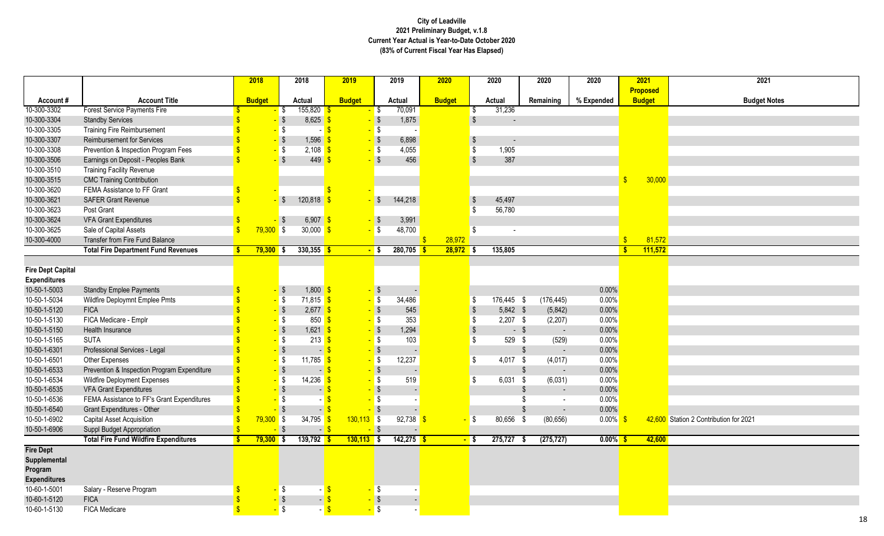**City of Leadville**
**2021 Preliminary Budget, v.1.8**
**Current Year Actual is Year-to-Date October 2020**
**(83% of Current Fiscal Year Has Elapsed)**

| Account # | Account Title | 2018 Budget | 2018 Actual | 2019 Budget | 2019 Actual | 2020 Budget | 2020 Actual | 2020 Remaining | 2020 % Expended | 2021 Proposed Budget | 2021 Budget Notes |
|---|---|---|---|---|---|---|---|---|---|---|---|
| 10-300-3302 | Forest Service Payments Fire | $ - | $ 155,820 | $ - | $ 70,091 | | $ 31,236 | | | | |
| 10-300-3304 | Standby Services | $ - | $ 8,625 | $ - | $ 1,875 | | $ - | | | | |
| 10-300-3305 | Training Fire Reimbursement | $ - | $ - | $ - | $ - | | | | | | |
| 10-300-3307 | Reimbursement for Services | $ - | $ 1,596 | $ - | $ 6,898 | | $ - | | | | |
| 10-300-3308 | Prevention & Inspection Program Fees | $ - | $ 2,108 | $ - | $ 4,055 | | $ 1,905 | | | | |
| 10-300-3506 | Earnings on Deposit - Peoples Bank | $ - | $ 449 | $ - | $ 456 | | $ 387 | | | | |
| 10-300-3510 | Training Facility Revenue | | | | | | | | | | |
| 10-300-3515 | CMC Training Contribution | | | | | | | | | $ 30,000 | |
| 10-300-3620 | FEMA Assistance to FF Grant | $ - | | $ - | | | | | | | |
| 10-300-3621 | SAFER Grant Revenue | $ - | $ 120,818 | $ - | $ 144,218 | | $ 45,497 | | | | |
| 10-300-3623 | Post Grant | | | | | | $ 56,780 | | | | |
| 10-300-3624 | VFA Grant Expenditures | $ - | $ 6,907 | $ - | $ 3,991 | | | | | | |
| 10-300-3625 | Sale of Capital Assets | $ 79,300 | $ 30,000 | $ - | $ 48,700 | | $ - | | | | |
| 10-300-4000 | Transfer from Fire Fund Balance | | | | | $ 28,972 | | | | $ 81,572 | |
| | **Total Fire Department Fund Revenues** | **$ 79,300** | **$ 330,355** | **$ -** | **$ 280,705** | **$ 28,972** | **$ 135,805** | | | **$ 111,572** | |
| | | | | | | | | | | | |
| **Fire Dept Capital Expenditures** | | | | | | | | | | | |
| 10-50-1-5003 | Standby Emplee Payments | $ - | $ 1,800 | $ - | $ - | | | | 0.00% | | |
| 10-50-1-5034 | Wildfire Deploymnt Emplee Pmts | $ - | $ 71,815 | $ - | $ 34,486 | | $ 176,445 | $ (176,445) | 0.00% | | |
| 10-50-1-5120 | FICA | $ - | $ 2,677 | $ - | $ 545 | | $ 5,842 | $ (5,842) | 0.00% | | |
| 10-50-1-5130 | FICA Medicare - Emplr | $ - | $ 850 | $ - | $ 353 | | $ 2,207 | $ (2,207) | 0.00% | | |
| 10-50-1-5150 | Health Insurance | $ - | $ 1,621 | $ - | $ 1,294 | | $ - | $ - | 0.00% | | |
| 10-50-1-5165 | SUTA | $ - | $ 213 | $ - | $ 103 | | $ 529 | $ (529) | 0.00% | | |
| 10-50-1-6301 | Professional Services - Legal | $ - | $ - | $ - | $ - | | | $ - | 0.00% | | |
| 10-50-1-6501 | Other Expenses | $ - | $ 11,785 | $ - | $ 12,237 | | $ 4,017 | $ (4,017) | 0.00% | | |
| 10-50-1-6533 | Prevention & Inspection Program Expenditure | $ - | $ - | $ - | $ - | | | $ - | 0.00% | | |
| 10-50-1-6534 | Wildfire Deployment Expenses | $ - | $ 14,236 | $ - | $ 519 | | $ 6,031 | $ (6,031) | 0.00% | | |
| 10-50-1-6535 | VFA Grant Expenditures | $ - | $ - | $ - | $ - | | | $ - | 0.00% | | |
| 10-50-1-6536 | FEMA Assistance to FF's Grant Expenditures | $ - | $ - | $ - | $ - | | | $ - | 0.00% | | |
| 10-50-1-6540 | Grant Expenditures - Other | $ - | $ - | $ - | $ - | | | $ - | 0.00% | | |
| 10-50-1-6902 | Capital Asset Acquisition | $ 79,300 | $ 34,795 | $ 130,113 | $ 92,738 | $ - | $ 80,656 | $ (80,656) | 0.00% | $ 42,600 | Station 2 Contribution for 2021 |
| 10-50-1-6906 | Suppl Budget Appropriation | $ - | $ - | $ - | $ - | | | | | | |
| | **Total Fire Fund Wildfire Expenditures** | **$ 79,300** | **$ 139,792** | **$ 130,113** | **$ 142,275** | **$ -** | **$ 275,727** | **$ (275,727)** | **0.00%** | **$ 42,600** | |
| **Fire Dept Supplemental Program Expenditures** | | | | | | | | | | | |
| 10-60-1-5001 | Salary - Reserve Program | $ - | $ - | $ - | $ - | | | | | | |
| 10-60-1-5120 | FICA | $ - | $ - | $ - | $ - | | | | | | |
| 10-60-1-5130 | FICA Medicare | $ - | $ - | $ - | $ - | | | | | | |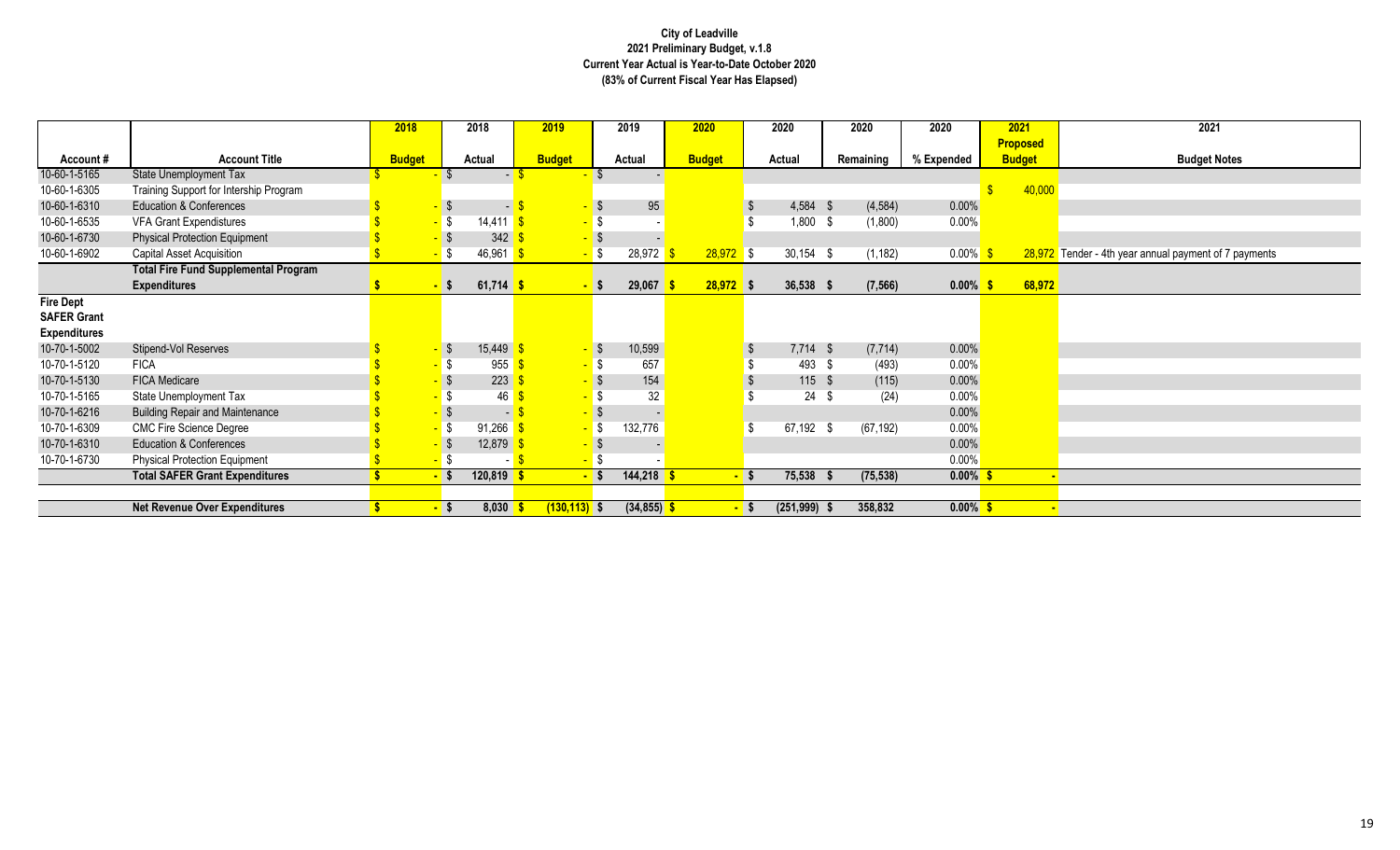**City of Leadville**
**2021 Preliminary Budget, v.1.8**
**Current Year Actual is Year-to-Date October 2020**
**(83% of Current Fiscal Year Has Elapsed)**

| Account # | Account Title | 2018 Budget | 2018 Actual | 2019 Budget | 2019 Actual | 2020 Budget | 2020 Actual | 2020 Remaining | 2020 % Expended | 2021 Proposed Budget | 2021 Budget Notes |
|---|---|---|---|---|---|---|---|---|---|---|---|
| 10-60-1-5165 | State Unemployment Tax | $ - | $ - | $ - | $ - | | | | | | |
| 10-60-1-6305 | Training Support for Intership Program | | | | | | | | | $ 40,000 | |
| 10-60-1-6310 | Education & Conferences | $ - | $ - | $ - | $ 95 | | $ 4,584 | $ (4,584) | 0.00% | | |
| 10-60-1-6535 | VFA Grant Expendistures | $ - | $ 14,411 | $ - | $ - | | $ 1,800 | $ (1,800) | 0.00% | | |
| 10-60-1-6730 | Physical Protection Equipment | $ - | $ 342 | $ - | $ - | | | | | | |
| 10-60-1-6902 | Capital Asset Acquisition | $ - | $ 46,961 | $ - | $ 28,972 | $ 28,972 | $ 30,154 | $ (1,182) | 0.00% | $ 28,972 | Tender - 4th year annual payment of 7 payments |
| | **Total Fire Fund Supplemental Program Expenditures** | **$ -** | **$ 61,714** | **$ -** | **$ 29,067** | **$ 28,972** | **$ 36,538** | **$ (7,566)** | **0.00%** | **$ 68,972** | |
| **Fire Dept SAFER Grant Expenditures** | | | | | | | | | | | |
| 10-70-1-5002 | Stipend-Vol Reserves | $ - | $ 15,449 | $ - | $ 10,599 | | $ 7,714 | $ (7,714) | 0.00% | | |
| 10-70-1-5120 | FICA | $ - | $ 955 | $ - | $ 657 | | $ 493 | $ (493) | 0.00% | | |
| 10-70-1-5130 | FICA Medicare | $ - | $ 223 | $ - | $ 154 | | $ 115 | $ (115) | 0.00% | | |
| 10-70-1-5165 | State Unemployment Tax | $ - | $ 46 | $ - | $ 32 | | $ 24 | $ (24) | 0.00% | | |
| 10-70-1-6216 | Building Repair and Maintenance | $ - | $ - | $ - | $ - | | | | 0.00% | | |
| 10-70-1-6309 | CMC Fire Science Degree | $ - | $ 91,266 | $ - | $ 132,776 | | $ 67,192 | $ (67,192) | 0.00% | | |
| 10-70-1-6310 | Education & Conferences | $ - | $ 12,879 | $ - | $ - | | | | 0.00% | | |
| 10-70-1-6730 | Physical Protection Equipment | $ - | $ - | $ - | $ - | | | | 0.00% | | |
| | **Total SAFER Grant Expenditures** | **$ -** | **$ 120,819** | **$ -** | **$ 144,218** | **$ -** | **$ 75,538** | **$ (75,538)** | **0.00%** | **$ -** | |
| | | | | | | | | | | | |
| | **Net Revenue Over Expenditures** | **$ -** | **$ 8,030** | **$ (130,113)** | **$ (34,855)** | **$ -** | **$ (251,999)** | **$ 358,832** | **0.00%** | **$ -** | |